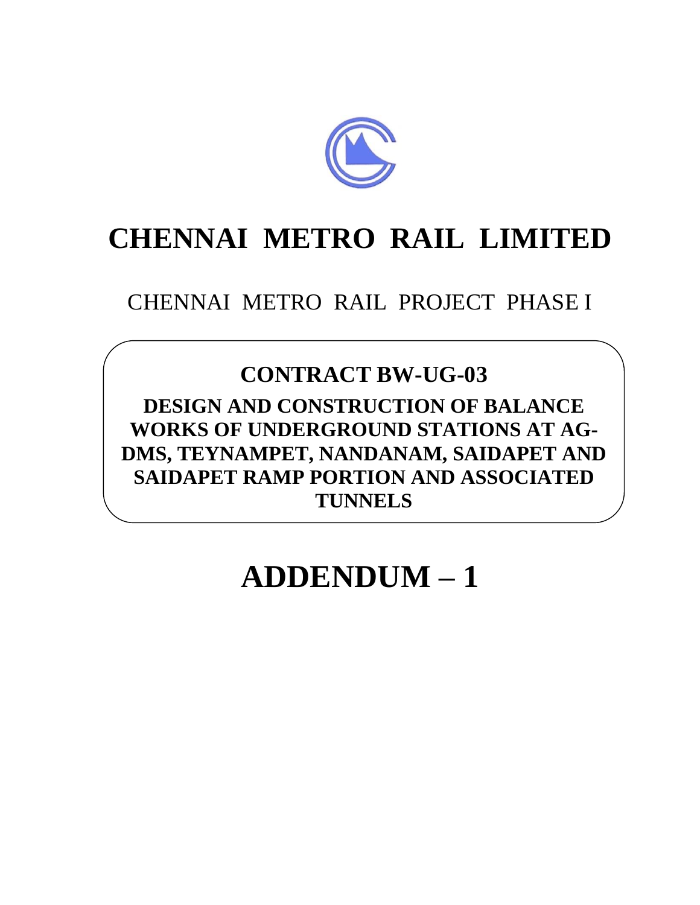# CHENNAI METRO RAIL LIMITED

CHENNAI METRO RAIL PROJECT PHASE I

## CONTRACT BW-UG-03

**DESIGN AND CONSTRUCTION OF BALANCE WORKS OF UNDERGROUND STATIONS AT AG-DMS, TEYNAMPET, NANDANAM, SAIDAPET AND SAIDAPET RAMP PORTION AND ASSOCIATED TUNNELS**

# ADDENDUM – 1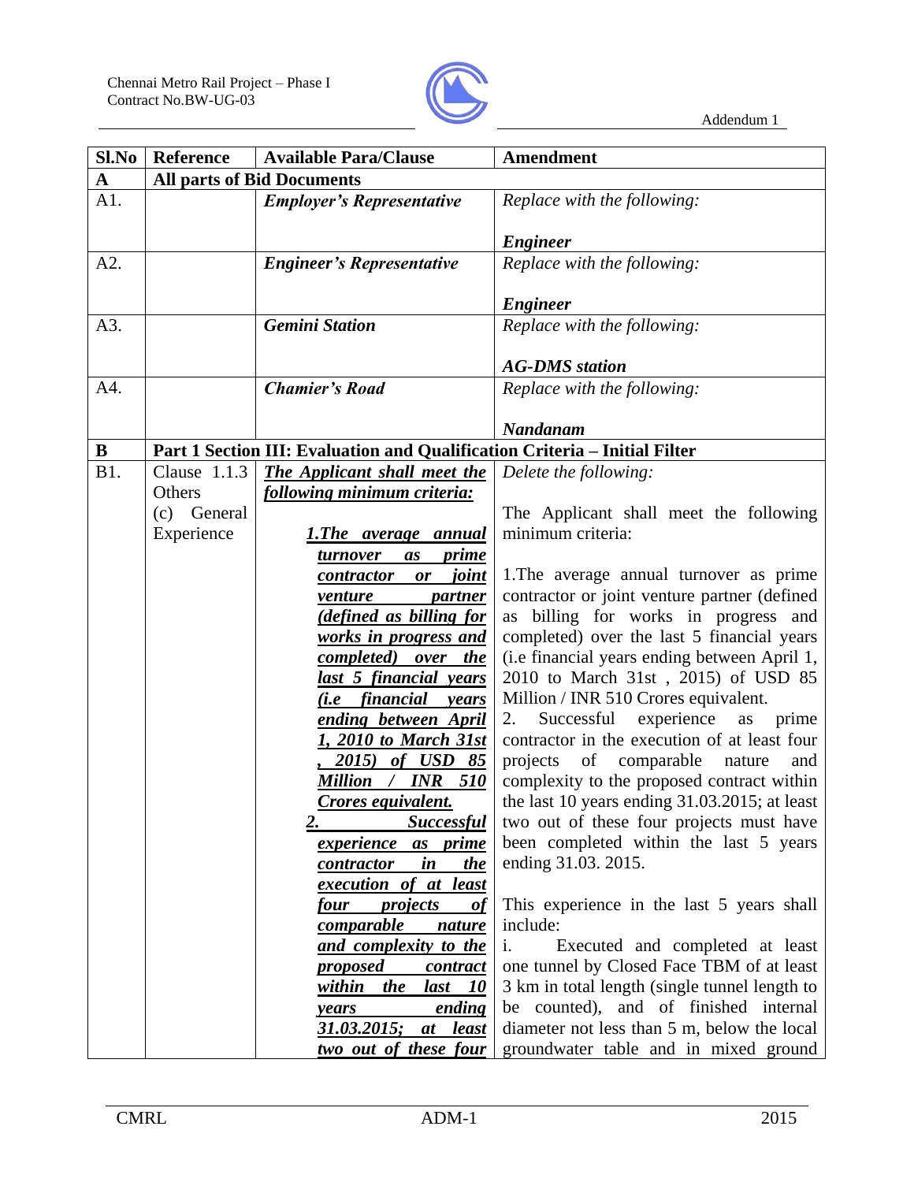| Sl.No | Reference | Available Para/Clause | Amendment |
|---|---|---|---|
| **A** | **All parts of Bid Documents** | | |
| A1. | | ***Employer's Representative*** | *Replace with the following:*<br><br>***Engineer*** |
| A2. | | ***Engineer's Representative*** | *Replace with the following:*<br><br>***Engineer*** |
| A3. | | ***Gemini Station*** | *Replace with the following:*<br><br>***AG-DMS station*** |
| A4. | | ***Chamier's Road*** | *Replace with the following:*<br><br>***Nandanam*** |
| **B** | **Part 1 Section III: Evaluation and Qualification Criteria – Initial Filter** | | |
| B1. | Clause 1.1.3 Others (c) General Experience | ***The Applicant shall meet the following minimum criteria:***<br><br>***1.The average annual turnover as prime contractor or joint venture partner (defined as billing for works in progress and completed) over the last 5 financial years (i.e financial years ending between April 1, 2010 to March 31st , 2015) of USD 85 Million / INR 510 Crores equivalent.***<br>***2. Successful experience as prime contractor in the execution of at least four projects of comparable nature and complexity to the proposed contract within the last 10 years ending 31.03.2015; at least two out of these four*** | *Delete the following:*<br><br>The Applicant shall meet the following minimum criteria:<br><br>1.The average annual turnover as prime contractor or joint venture partner (defined as billing for works in progress and completed) over the last 5 financial years (i.e financial years ending between April 1, 2010 to March 31st , 2015) of USD 85 Million / INR 510 Crores equivalent.<br>2. Successful experience as prime contractor in the execution of at least four projects of comparable nature and complexity to the proposed contract within the last 10 years ending 31.03.2015; at least two out of these four projects must have been completed within the last 5 years ending 31.03. 2015.<br><br>This experience in the last 5 years shall include:<br>i. Executed and completed at least one tunnel by Closed Face TBM of at least 3 km in total length (single tunnel length to be counted), and of finished internal diameter not less than 5 m, below the local groundwater table and in mixed ground |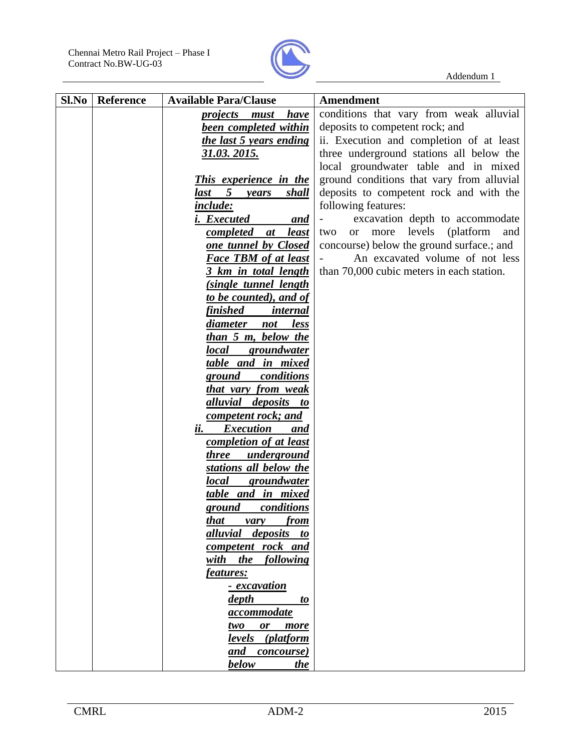| Sl.No | Reference | Available Para/Clause | Amendment |
|---|---|---|---|
| | | ***<u>projects must have been completed within the last 5 years ending 31.03. 2015.</u>***<br><br>***<u>This experience in the last 5 years shall include:</u>***<br>***<u>i. Executed and completed at least one tunnel by Closed Face TBM of at least 3 km in total length (single tunnel length to be counted), and of finished internal diameter not less than 5 m, below the local groundwater table and in mixed ground conditions that vary from weak alluvial deposits to competent rock; and</u>***<br>***<u>ii. Execution and completion of at least three underground stations all below the local groundwater table and in mixed ground conditions that vary from alluvial deposits to competent rock and with the following features:</u>***<br>***<u>- excavation depth to accommodate two or more levels (platform and concourse) below the</u>*** | conditions that vary from weak alluvial deposits to competent rock; and<br>ii. Execution and completion of at least three underground stations all below the local groundwater table and in mixed ground conditions that vary from alluvial deposits to competent rock and with the following features:<br>- excavation depth to accommodate two or more levels (platform and concourse) below the ground surface.; and<br>- An excavated volume of not less than 70,000 cubic meters in each station. |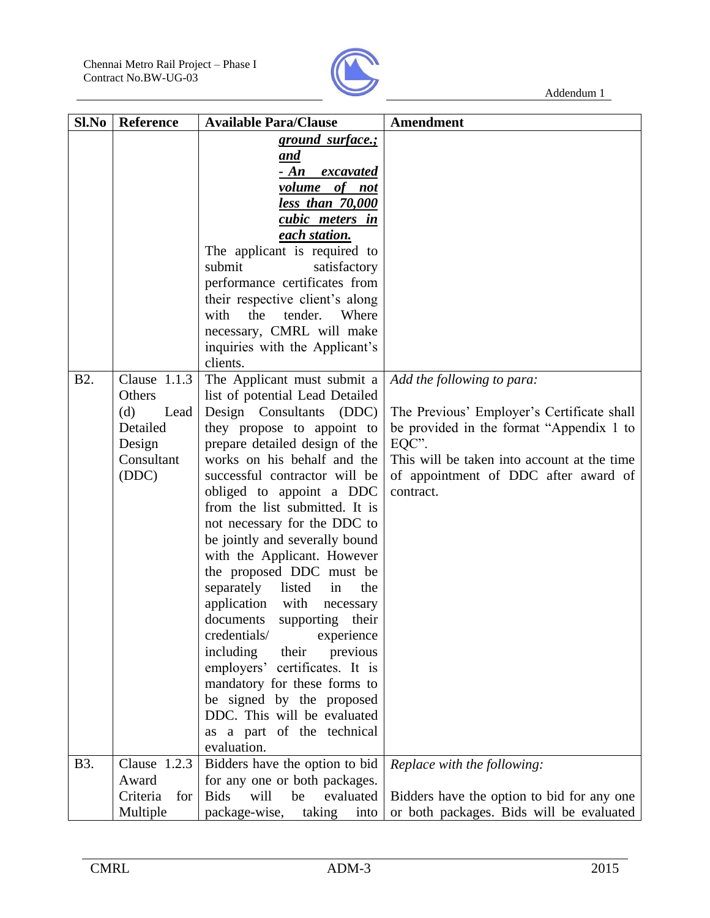| Sl.No | Reference | Available Para/Clause | Amendment |
|---|---|---|---|
| | | ***ground surface.; and*** ***- An excavated volume of not less than 70,000 cubic meters in each station.*** The applicant is required to submit satisfactory performance certificates from their respective client's along with the tender. Where necessary, CMRL will make inquiries with the Applicant's clients. | |
| B2. | Clause 1.1.3 Others (d) Lead Detailed Design Consultant (DDC) | The Applicant must submit a list of potential Lead Detailed Design Consultants (DDC) they propose to appoint to prepare detailed design of the works on his behalf and the successful contractor will be obliged to appoint a DDC from the list submitted. It is not necessary for the DDC to be jointly and severally bound with the Applicant. However the proposed DDC must be separately listed in the application with necessary documents supporting their credentials/ experience including their previous employers' certificates. It is mandatory for these forms to be signed by the proposed DDC. This will be evaluated as a part of the technical evaluation. | *Add the following to para:* The Previous' Employer's Certificate shall be provided in the format "Appendix 1 to EQC". This will be taken into account at the time of appointment of DDC after award of contract. |
| B3. | Clause 1.2.3 Award Criteria for Multiple | Bidders have the option to bid for any one or both packages. Bids will be evaluated package-wise, taking into | *Replace with the following:* Bidders have the option to bid for any one or both packages. Bids will be evaluated |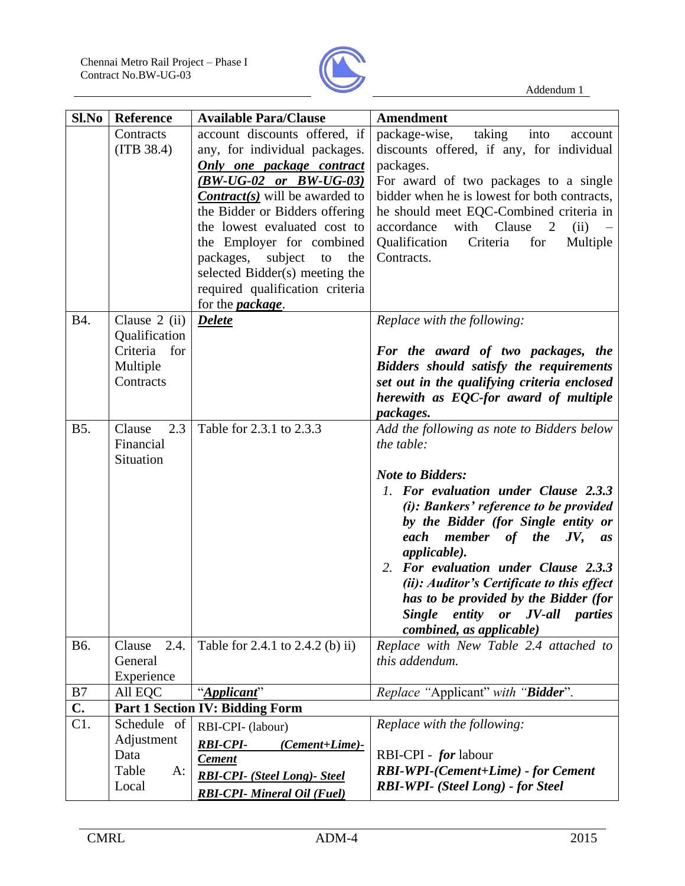| Sl.No | Reference | Available Para/Clause | Amendment |
|---|---|---|---|
| | Contracts (ITB 38.4) | account discounts offered, if any, for individual packages. ***<u>Only one package contract (BW-UG-02 or BW-UG-03)</u>*** ***<u>Contract(s)</u>*** will be awarded to the Bidder or Bidders offering the lowest evaluated cost to the Employer for combined packages, subject to the selected Bidder(s) meeting the required qualification criteria for the ***<u>package</u>***. | package-wise, taking into account discounts offered, if any, for individual packages. For award of two packages to a single bidder when he is lowest for both contracts, he should meet EQC-Combined criteria in accordance with Clause 2 (ii) – Qualification Criteria for Multiple Contracts. |
| B4. | Clause 2 (ii) Qualification Criteria for Multiple Contracts | ***<u>Delete</u>*** | *Replace with the following:* ***For the award of two packages, the Bidders should satisfy the requirements set out in the qualifying criteria enclosed herewith as EQC-for award of multiple packages.*** |
| B5. | Clause 2.3 Financial Situation | Table for 2.3.1 to 2.3.3 | *Add the following as note to Bidders below the table:* ***Note to Bidders:*** *1.* ***For evaluation under Clause 2.3.3 (i): Bankers' reference to be provided by the Bidder (for Single entity or each member of the JV, as applicable).*** *2.* ***For evaluation under Clause 2.3.3 (ii): Auditor's Certificate to this effect has to be provided by the Bidder (for Single entity or JV-all parties combined, as applicable)*** |
| B6. | Clause 2.4. General Experience | Table for 2.4.1 to 2.4.2 (b) ii) | *Replace with New Table 2.4 attached to this addendum.* |
| B7 | All EQC | "***<u>Applicant</u>***" | *Replace* "Applicant" *with* "***Bidder***". |
| **C.** | **Part 1 Section IV: Bidding Form** | | |
| C1. | Schedule of Adjustment Data Table A: Local | RBI-CPI- (labour) ***<u>RBI-CPI- (Cement+Lime)- Cement</u>*** ***<u>RBI-CPI- (Steel Long)- Steel</u>*** ***<u>RBI-CPI- Mineral Oil (Fuel)</u>*** | *Replace with the following:* RBI-CPI - ***for*** labour ***RBI-WPI-(Cement+Lime) - for Cement*** ***RBI-WPI- (Steel Long) - for Steel*** |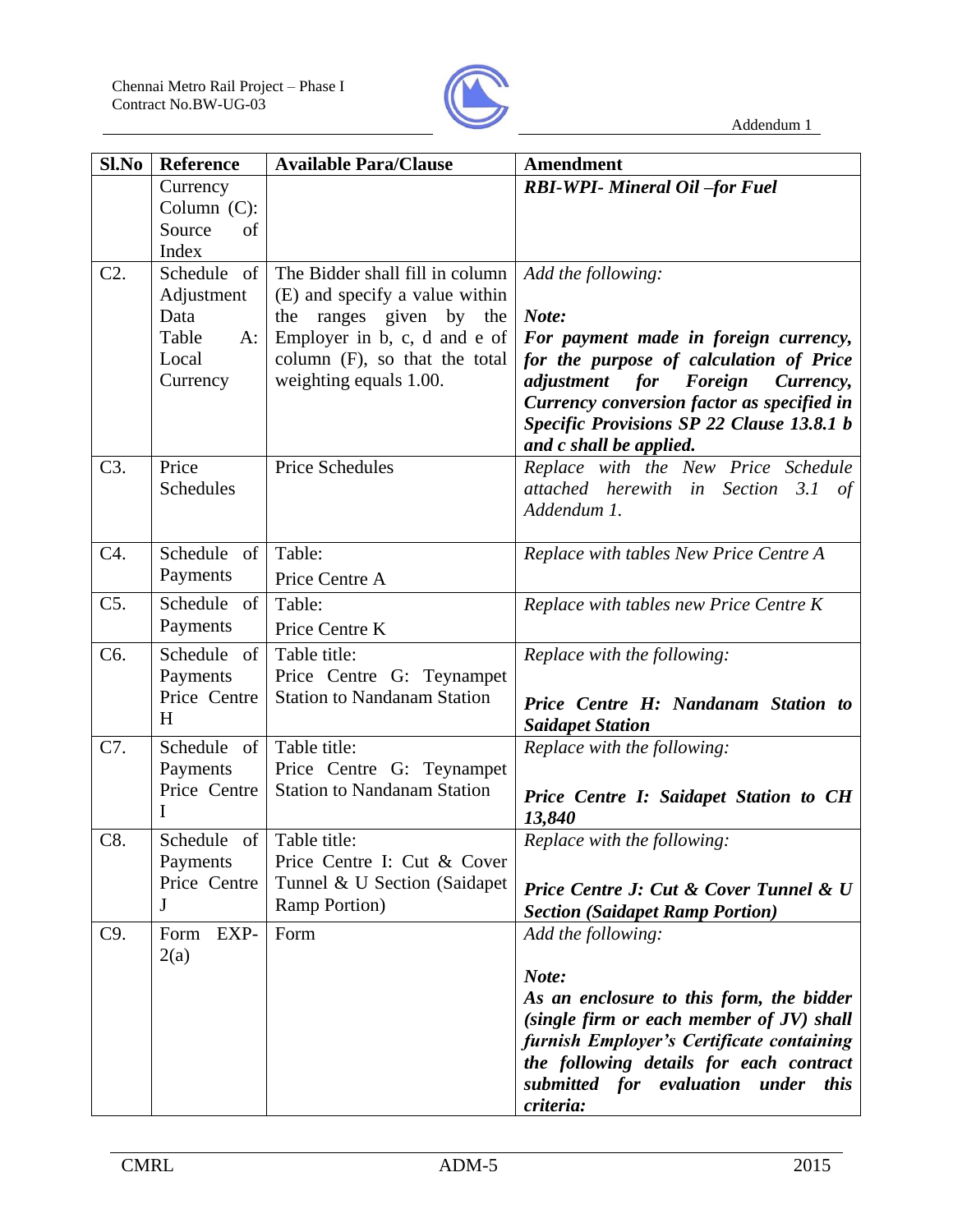| Sl.No | Reference | Available Para/Clause | Amendment |
|---|---|---|---|
| | Currency Column (C): Source of Index | | ***RBI-WPI- Mineral Oil –for Fuel*** |
| C2. | Schedule of Adjustment Data Table A: Local Currency | The Bidder shall fill in column (E) and specify a value within the ranges given by the Employer in b, c, d and e of column (F), so that the total weighting equals 1.00. | *Add the following:*<br><br>***Note:***<br>***For payment made in foreign currency, for the purpose of calculation of Price adjustment for Foreign Currency, Currency conversion factor as specified in Specific Provisions SP 22 Clause 13.8.1 b and c shall be applied.*** |
| C3. | Price Schedules | Price Schedules | *Replace with the New Price Schedule attached herewith in Section 3.1 of Addendum 1.* |
| C4. | Schedule of Payments | Table:<br>Price Centre A | *Replace with tables New Price Centre A* |
| C5. | Schedule of Payments | Table:<br>Price Centre K | *Replace with tables new Price Centre K* |
| C6. | Schedule of Payments Price Centre H | Table title:<br>Price Centre G: Teynampet Station to Nandanam Station | *Replace with the following:*<br><br>***Price Centre H: Nandanam Station to Saidapet Station*** |
| C7. | Schedule of Payments Price Centre I | Table title:<br>Price Centre G: Teynampet Station to Nandanam Station | *Replace with the following:*<br><br>***Price Centre I: Saidapet Station to CH 13,840*** |
| C8. | Schedule of Payments Price Centre J | Table title:<br>Price Centre I: Cut & Cover Tunnel & U Section (Saidapet Ramp Portion) | *Replace with the following:*<br><br>***Price Centre J: Cut & Cover Tunnel & U Section (Saidapet Ramp Portion)*** |
| C9. | Form EXP-2(a) | Form | *Add the following:*<br><br>***Note:***<br>***As an enclosure to this form, the bidder (single firm or each member of JV) shall furnish Employer's Certificate containing the following details for each contract submitted for evaluation under this criteria:*** |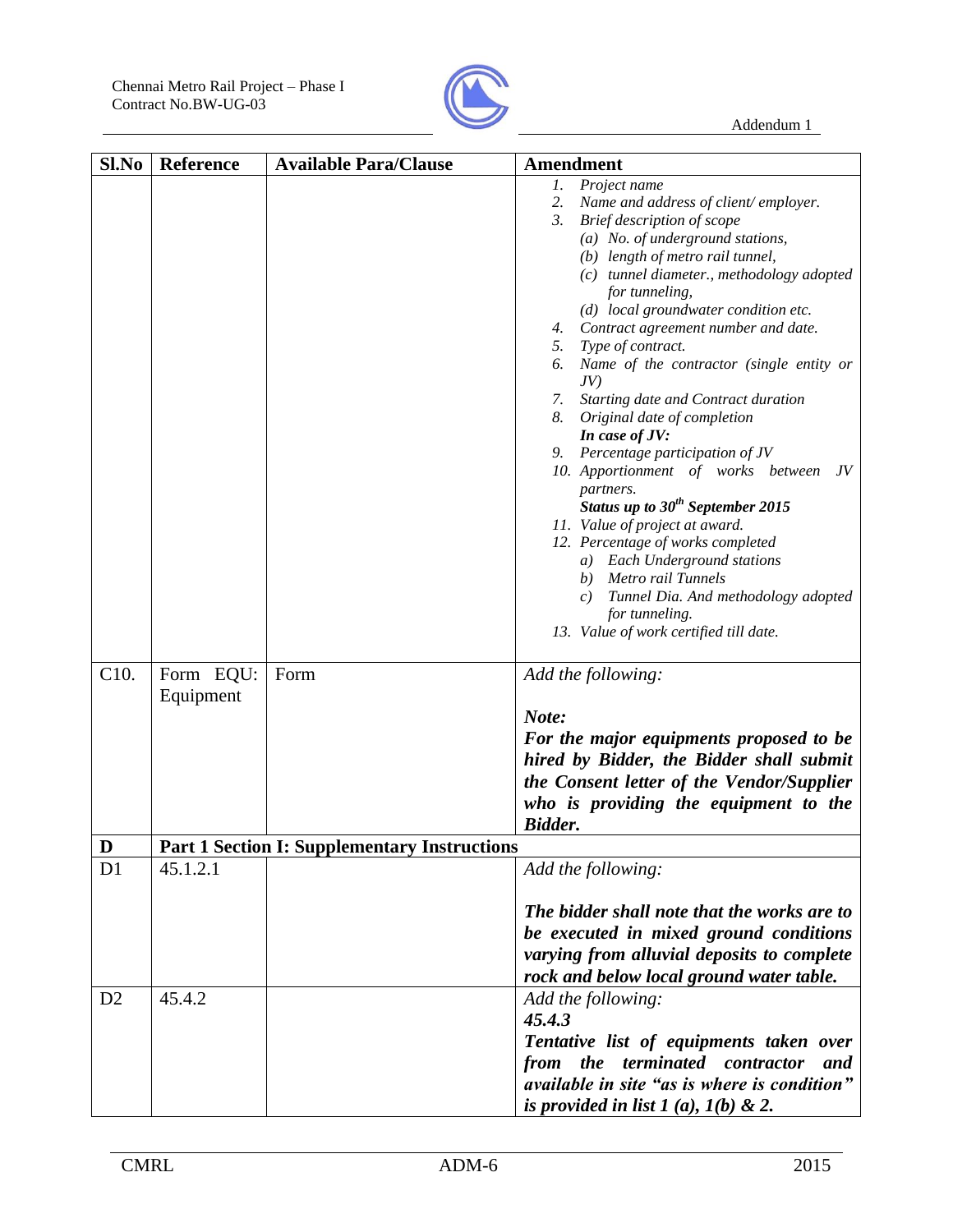| Sl.No | Reference | Available Para/Clause | Amendment |
|---|---|---|---|
| | | | *1. Project name*<br>*2. Name and address of client/ employer.*<br>*3. Brief description of scope*<br>*(a) No. of underground stations,*<br>*(b) length of metro rail tunnel,*<br>*(c) tunnel diameter., methodology adopted for tunneling,*<br>*(d) local groundwater condition etc.*<br>*4. Contract agreement number and date.*<br>*5. Type of contract.*<br>*6. Name of the contractor (single entity or JV)*<br>*7. Starting date and Contract duration*<br>*8. Original date of completion*<br>***In case of JV:***<br>*9. Percentage participation of JV*<br>*10. Apportionment of works between JV partners.*<br>***Status up to 30th September 2015***<br>*11. Value of project at award.*<br>*12. Percentage of works completed*<br>*a) Each Underground stations*<br>*b) Metro rail Tunnels*<br>*c) Tunnel Dia. And methodology adopted for tunneling.*<br>*13. Value of work certified till date.* |
| C10. | Form EQU: Equipment | Form | *Add the following:*<br><br>***Note:***<br>***For the major equipments proposed to be hired by Bidder, the Bidder shall submit the Consent letter of the Vendor/Supplier who is providing the equipment to the Bidder.*** |
| **D** | **Part 1 Section I: Supplementary Instructions** | | |
| D1 | 45.1.2.1 | | *Add the following:*<br><br>***The bidder shall note that the works are to be executed in mixed ground conditions varying from alluvial deposits to complete rock and below local ground water table.*** |
| D2 | 45.4.2 | | *Add the following:*<br>***45.4.3***<br>***Tentative list of equipments taken over from the terminated contractor and available in site "as is where is condition" is provided in list 1 (a), 1(b) & 2.*** |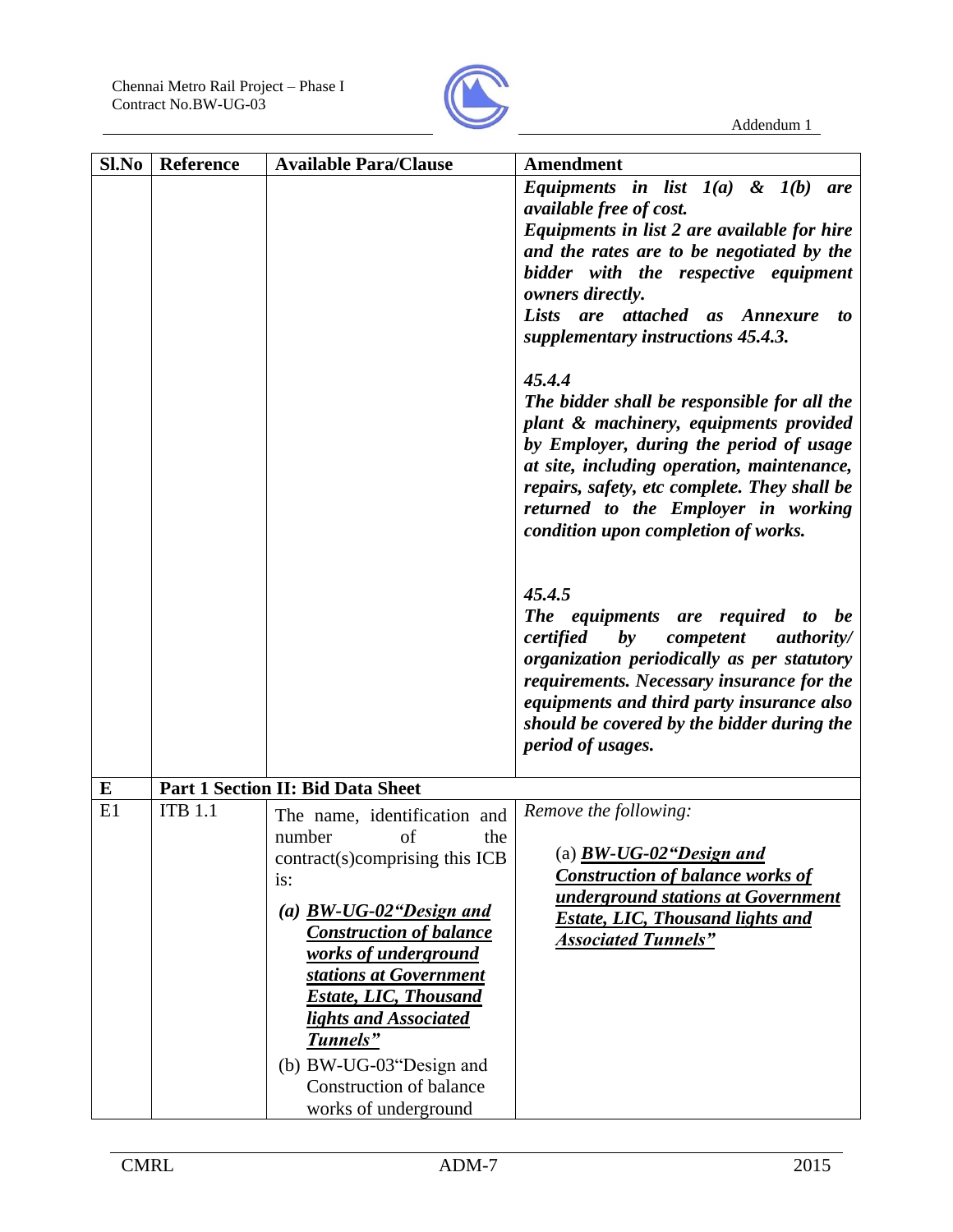| Sl.No | Reference | Available Para/Clause | Amendment |
|---|---|---|---|
| | | | ***Equipments in list 1(a) & 1(b) are available free of cost.***<br>***Equipments in list 2 are available for hire and the rates are to be negotiated by the bidder with the respective equipment owners directly.***<br>***Lists are attached as Annexure to supplementary instructions 45.4.3.***<br><br>***45.4.4***<br>***The bidder shall be responsible for all the plant & machinery, equipments provided by Employer, during the period of usage at site, including operation, maintenance, repairs, safety, etc complete. They shall be returned to the Employer in working condition upon completion of works.***<br><br>***45.4.5***<br>***The equipments are required to be certified by competent authority/ organization periodically as per statutory requirements. Necessary insurance for the equipments and third party insurance also should be covered by the bidder during the period of usages.*** |
| **E** | **Part 1 Section II: Bid Data Sheet** | | |
| E1 | ITB 1.1 | The name, identification and number of the contract(s)comprising this ICB is:<br>***(a) <u>BW-UG-02"Design and Construction of balance works of underground stations at Government Estate, LIC, Thousand lights and Associated Tunnels"</u>***<br>(b) BW-UG-03"Design and Construction of balance works of underground | *Remove the following:*<br><br>(a) ***<u>BW-UG-02"Design and Construction of balance works of underground stations at Government Estate, LIC, Thousand lights and Associated Tunnels"</u>*** |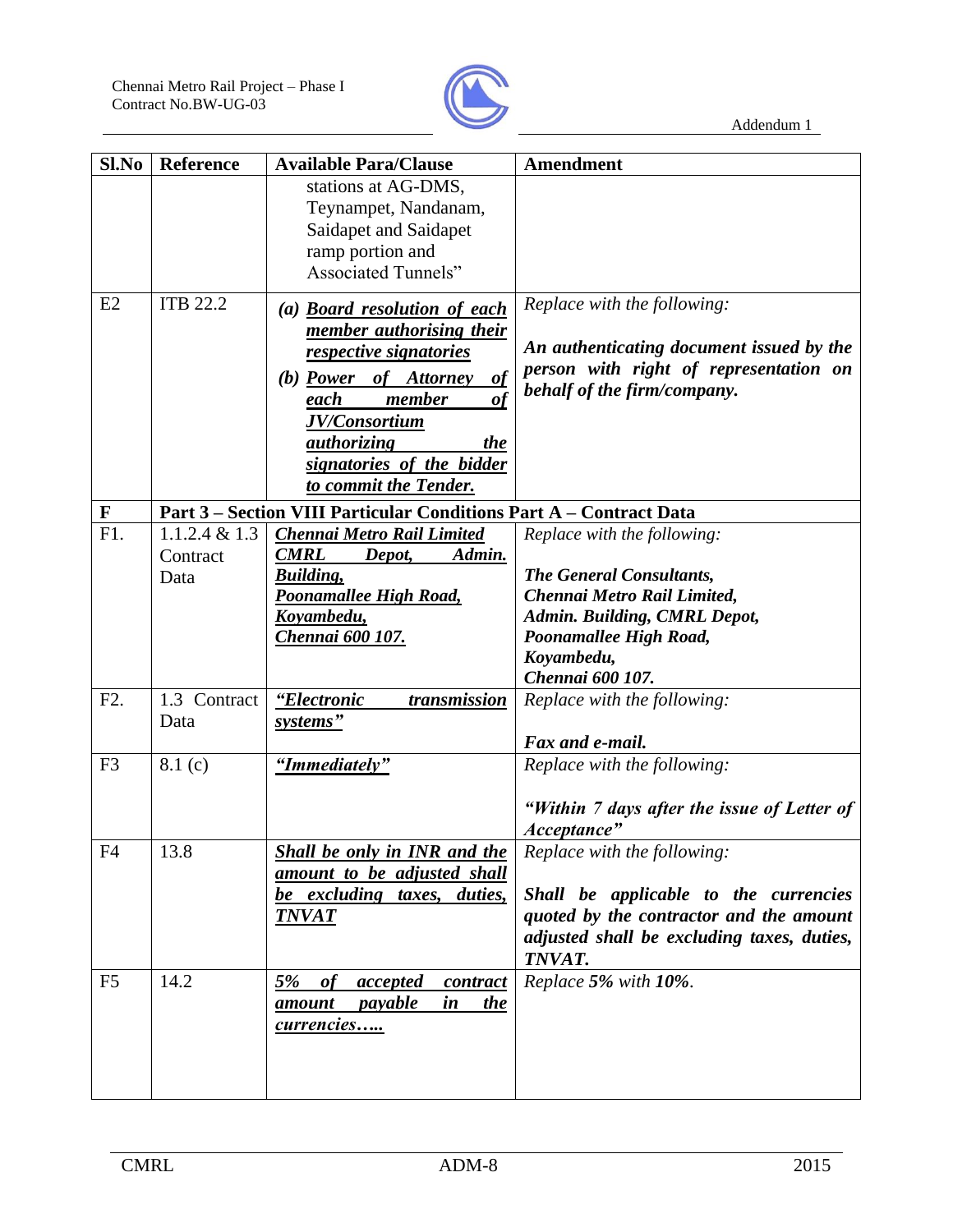| Sl.No | Reference | Available Para/Clause | Amendment |
|---|---|---|---|
| | | stations at AG-DMS, Teynampet, Nandanam, Saidapet and Saidapet ramp portion and Associated Tunnels” | |
| E2 | ITB 22.2 | ***(a) Board resolution of each member authorising their respective signatories*** ***(b) Power of Attorney of each member of JV/Consortium authorizing the signatories of the bidder to commit the Tender.*** | *Replace with the following:* ***An authenticating document issued by the person with right of representation on behalf of the firm/company.*** |
| **F** | **Part 3 – Section VIII Particular Conditions Part A – Contract Data** | | |
| F1. | 1.1.2.4 & 1.3 Contract Data | ***Chennai Metro Rail Limited CMRL Depot, Admin. Building, Poonamallee High Road, Koyambedu, Chennai 600 107.*** | *Replace with the following:* ***The General Consultants, Chennai Metro Rail Limited, Admin. Building, CMRL Depot, Poonamallee High Road, Koyambedu, Chennai 600 107.*** |
| F2. | 1.3 Contract Data | ***“Electronic transmission systems”*** | *Replace with the following:* ***Fax and e-mail.*** |
| F3 | 8.1 (c) | ***“Immediately”*** | *Replace with the following:* ***“Within 7 days after the issue of Letter of Acceptance”*** |
| F4 | 13.8 | ***Shall be only in INR and the amount to be adjusted shall be excluding taxes, duties, TNVAT*** | *Replace with the following:* ***Shall be applicable to the currencies quoted by the contractor and the amount adjusted shall be excluding taxes, duties, TNVAT.*** |
| F5 | 14.2 | ***5% of accepted contract amount payable in the currencies…..*** | *Replace **5%** with **10%**.* |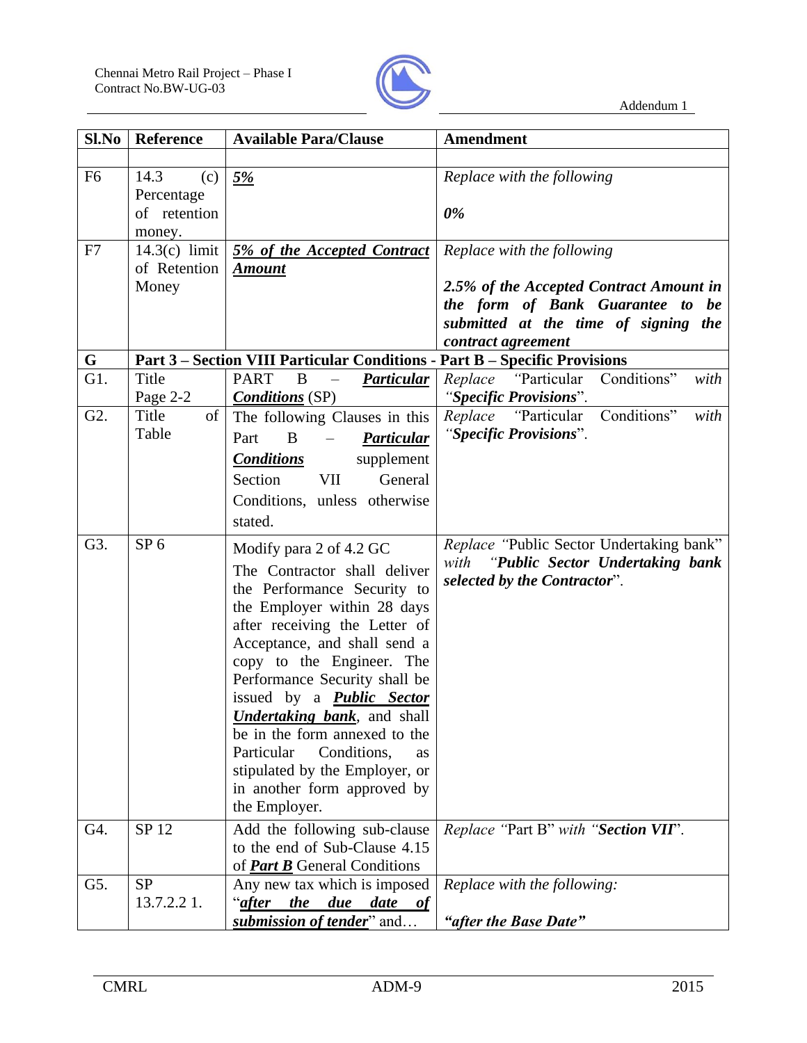| Sl.No | Reference | Available Para/Clause | Amendment |
|---|---|---|---|
| | | | |
| F6 | 14.3 (c) Percentage of retention money. | ***5%*** | *Replace with the following*<br><br>***0%*** |
| F7 | 14.3(c) limit of Retention Money | ***5% of the Accepted Contract Amount*** | *Replace with the following*<br><br>***2.5% of the Accepted Contract Amount in the form of Bank Guarantee to be submitted at the time of signing the contract agreement*** |
| **G** | **Part 3 – Section VIII Particular Conditions - Part B – Specific Provisions** | | |
| G1. | Title Page 2-2 | PART B – ***Particular Conditions*** (SP) | *Replace* "Particular Conditions" *with* "***Specific Provisions***". |
| G2. | Title of Table | The following Clauses in this Part B – ***Particular Conditions*** supplement Section VII General Conditions, unless otherwise stated. | *Replace* "Particular Conditions" *with* "***Specific Provisions***". |
| G3. | SP 6 | Modify para 2 of 4.2 GC<br>The Contractor shall deliver the Performance Security to the Employer within 28 days after receiving the Letter of Acceptance, and shall send a copy to the Engineer. The Performance Security shall be issued by a ***Public Sector Undertaking bank***, and shall be in the form annexed to the Particular Conditions, as stipulated by the Employer, or in another form approved by the Employer. | *Replace* "Public Sector Undertaking bank" *with* "***Public Sector Undertaking bank selected by the Contractor***". |
| G4. | SP 12 | Add the following sub-clause to the end of Sub-Clause 4.15 of ***Part B*** General Conditions | *Replace* "Part B" *with* "***Section VII***". |
| G5. | SP 13.7.2.2 1. | Any new tax which is imposed "***after the due date of submission of tender***" and… | *Replace with the following:*<br><br>***"after the Base Date"*** |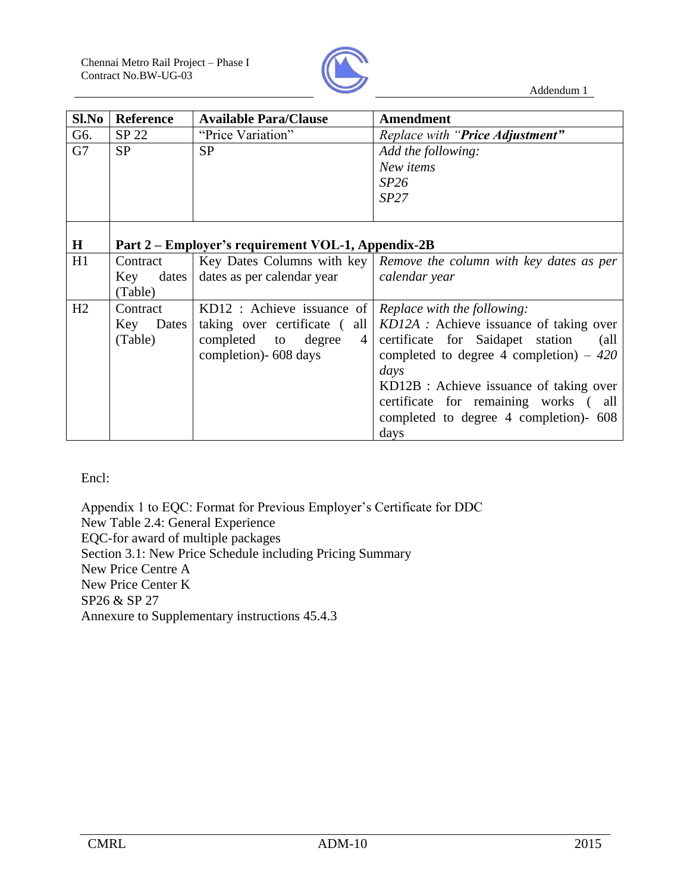| Sl.No | Reference | Available Para/Clause | Amendment |
|---|---|---|---|
| G6. | SP 22 | "Price Variation" | *Replace with "**Price Adjustment**"* |
| G7 | SP | SP | *Add the following:* *New items* *SP26* *SP27* |
| **H** | **Part 2 – Employer's requirement VOL-1, Appendix-2B** | | |
| H1 | Contract Key dates (Table) | Key Dates Columns with key dates as per calendar year | *Remove the column with key dates as per calendar year* |
| H2 | Contract Key Dates (Table) | KD12 : Achieve issuance of taking over certificate ( all completed to degree 4 completion)- 608 days | *Replace with the following:* *KD12A :* Achieve issuance of taking over certificate for Saidapet station (all completed to degree 4 completion) – *420 days* KD12B : Achieve issuance of taking over certificate for remaining works ( all completed to degree 4 completion)- 608 days |

Encl:

Appendix 1 to EQC: Format for Previous Employer's Certificate for DDC
New Table 2.4: General Experience
EQC-for award of multiple packages
Section 3.1: New Price Schedule including Pricing Summary
New Price Centre A
New Price Center K
SP26 & SP 27
Annexure to Supplementary instructions 45.4.3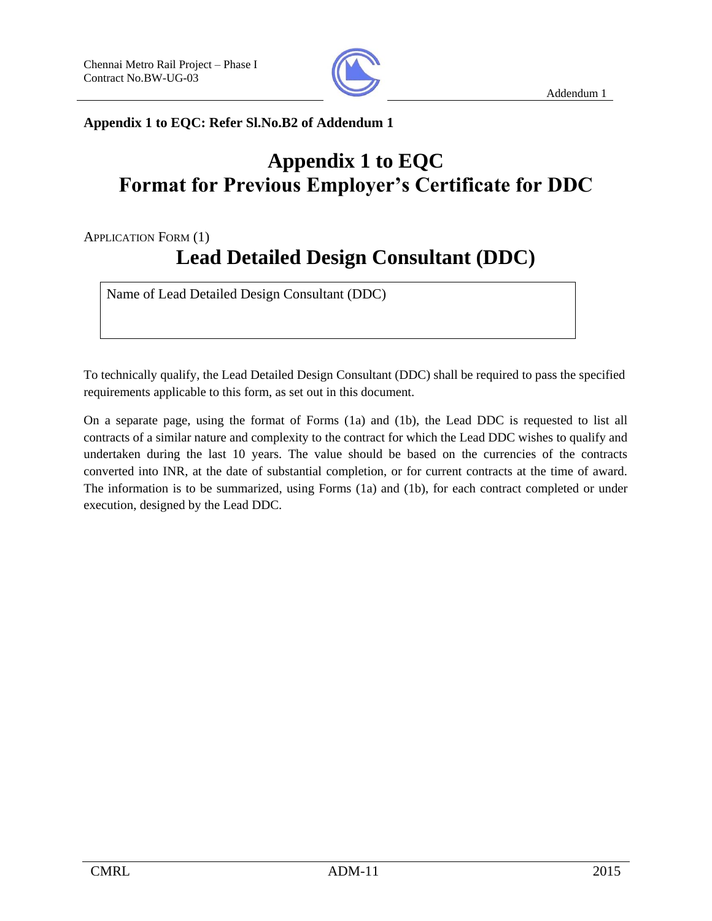**Appendix 1 to EQC: Refer Sl.No.B2 of Addendum 1**

# Appendix 1 to EQC
# Format for Previous Employer's Certificate for DDC

APPLICATION FORM (1)

## Lead Detailed Design Consultant (DDC)

| Name of Lead Detailed Design Consultant (DDC) |
|---|
| |

To technically qualify, the Lead Detailed Design Consultant (DDC) shall be required to pass the specified requirements applicable to this form, as set out in this document.

On a separate page, using the format of Forms (1a) and (1b), the Lead DDC is requested to list all contracts of a similar nature and complexity to the contract for which the Lead DDC wishes to qualify and undertaken during the last 10 years. The value should be based on the currencies of the contracts converted into INR, at the date of substantial completion, or for current contracts at the time of award. The information is to be summarized, using Forms (1a) and (1b), for each contract completed or under execution, designed by the Lead DDC.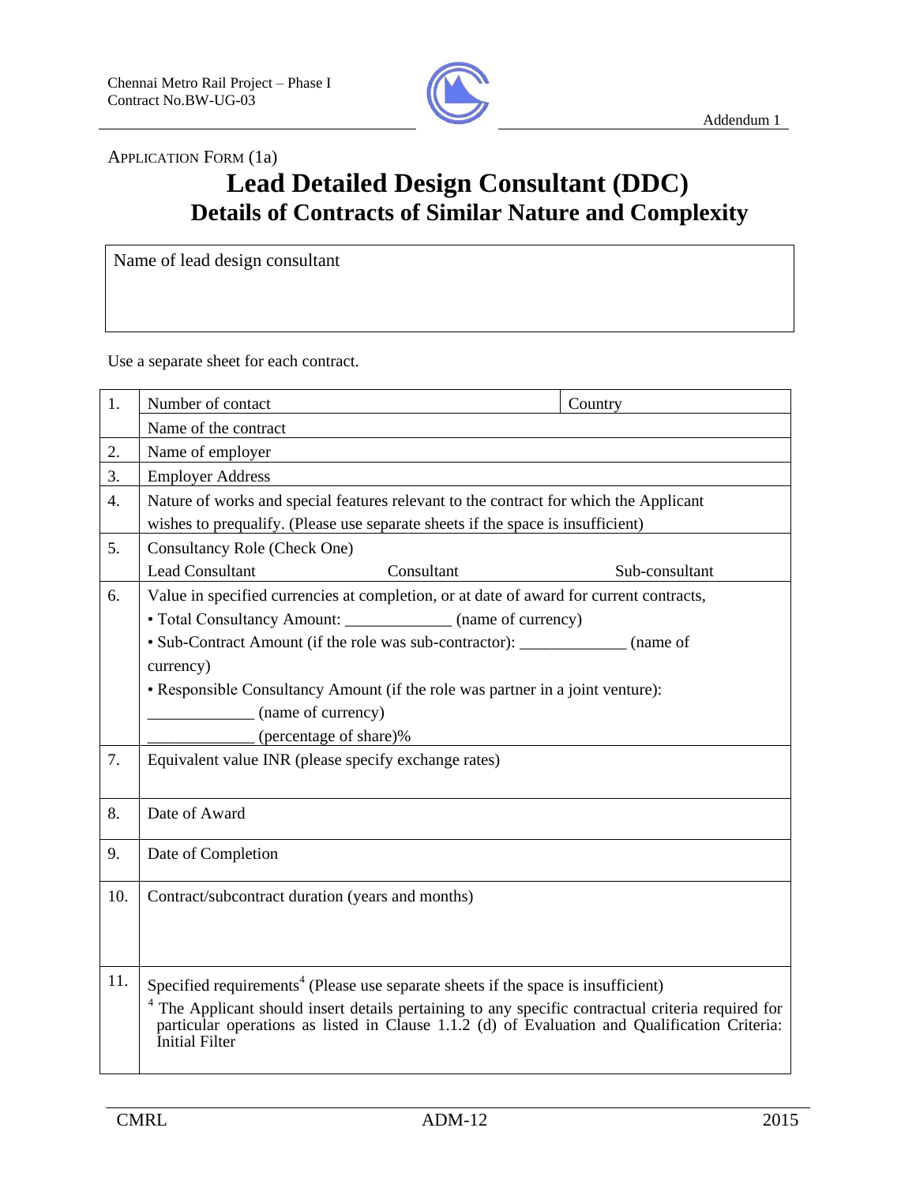Application Form (1a)

# Lead Detailed Design Consultant (DDC)

## Details of Contracts of Similar Nature and Complexity

| Name of lead design consultant |
|---|
| |

Use a separate sheet for each contract.

| | | |
|---|---|---|
| 1. | Number of contact | Country |
| | Name of the contract | |
| 2. | Name of employer | |
| 3. | Employer Address | |
| 4. | Nature of works and special features relevant to the contract for which the Applicant wishes to prequalify. (Please use separate sheets if the space is insufficient) | |
| 5. | Consultancy Role (Check One)<br>Lead Consultant    Consultant    Sub-consultant | |
| 6. | Value in specified currencies at completion, or at date of award for current contracts,<br>• Total Consultancy Amount: _____________ (name of currency)<br>• Sub-Contract Amount (if the role was sub-contractor): _____________ (name of currency)<br>• Responsible Consultancy Amount (if the role was partner in a joint venture):<br>_____________ (name of currency)<br>_____________ (percentage of share)% | |
| 7. | Equivalent value INR (please specify exchange rates) | |
| 8. | Date of Award | |
| 9. | Date of Completion | |
| 10. | Contract/subcontract duration (years and months) | |
| 11. | Specified requirements[4] (Please use separate sheets if the space is insufficient)<br>[4] The Applicant should insert details pertaining to any specific contractual criteria required for particular operations as listed in Clause 1.1.2 (d) of Evaluation and Qualification Criteria: Initial Filter | |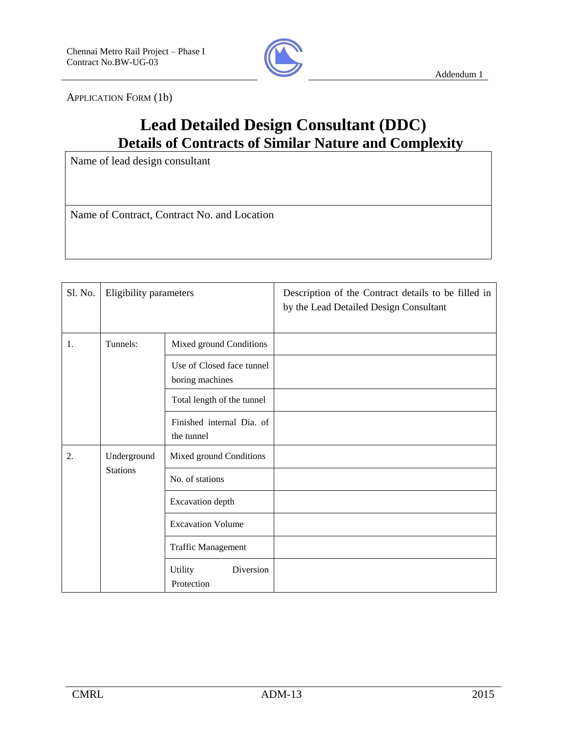APPLICATION FORM (1b)

# Lead Detailed Design Consultant (DDC)
## Details of Contracts of Similar Nature and Complexity

| Name of lead design consultant |
|---|
| |
| Name of Contract, Contract No. and Location |
| |

| Sl. No. | Eligibility parameters | | Description of the Contract details to be filled in by the Lead Detailed Design Consultant |
|---|---|---|---|
| 1. | Tunnels: | Mixed ground Conditions | |
| | | Use of Closed face tunnel boring machines | |
| | | Total length of the tunnel | |
| | | Finished internal Dia. of the tunnel | |
| 2. | Underground Stations | Mixed ground Conditions | |
| | | No. of stations | |
| | | Excavation depth | |
| | | Excavation Volume | |
| | | Traffic Management | |
| | | Utility Diversion Protection | |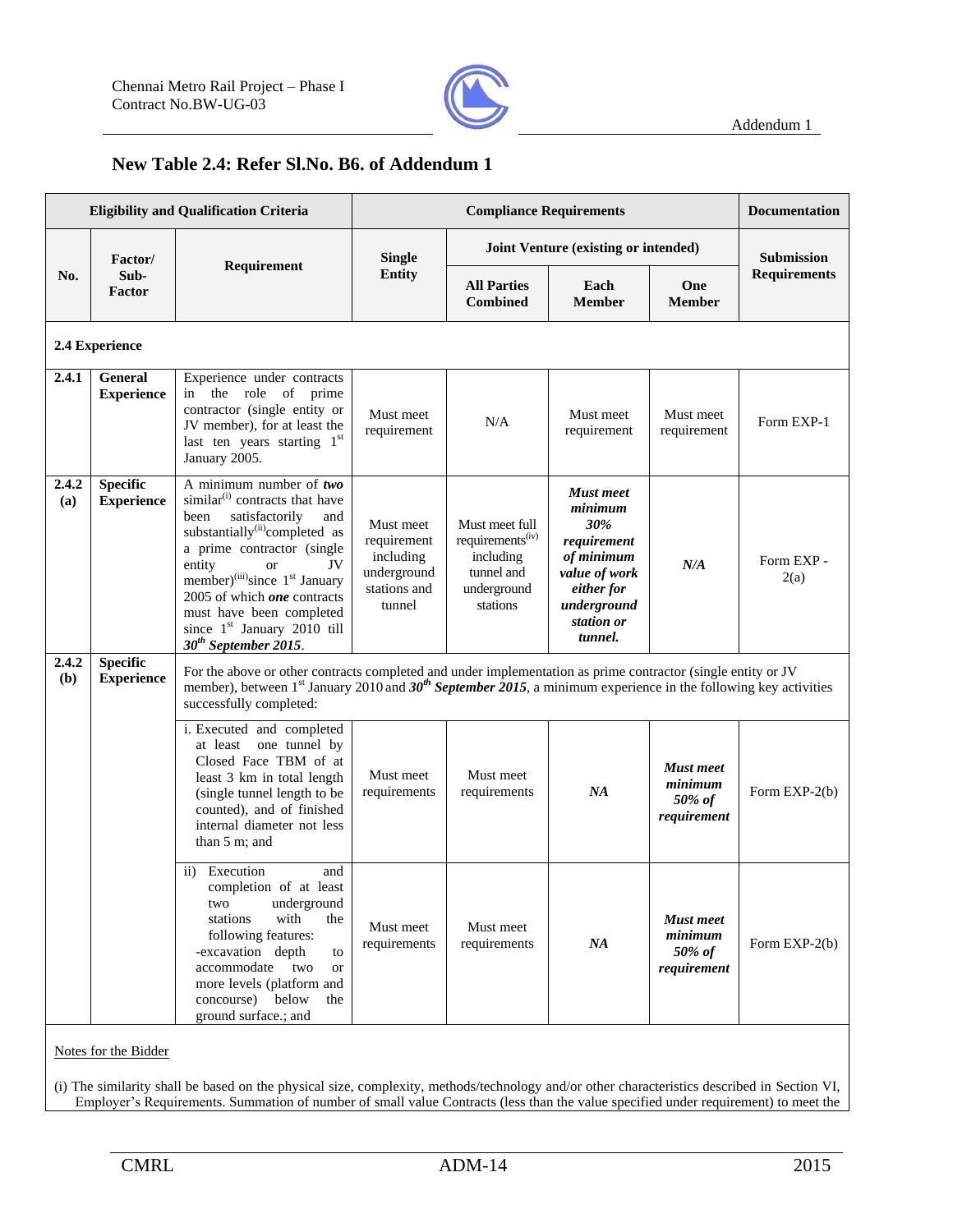## New Table 2.4: Refer Sl.No. B6. of Addendum 1

| Eligibility and Qualification Criteria | | | Compliance Requirements | | | | Documentation |
|---|---|---|---|---|---|---|---|
| **No.** | **Factor/ Sub-Factor** | **Requirement** | **Single Entity** | **Joint Venture (existing or intended)** | | | **Submission Requirements** |
| | | | | **All Parties Combined** | **Each Member** | **One Member** | |
| **2.4 Experience** | | | | | | | |
| **2.4.1** | **General Experience** | Experience under contracts in the role of prime contractor (single entity or JV member), for at least the last ten years starting 1st January 2005. | Must meet requirement | N/A | Must meet requirement | Must meet requirement | Form EXP-1 |
| **2.4.2 (a)** | **Specific Experience** | A minimum number of ***two*** similar[(i)] contracts that have been satisfactorily and substantially[(ii)] completed as a prime contractor (single entity or JV member)[(iii)] since 1st January 2005 of which ***one*** contracts must have been completed since 1st January 2010 till ***30th September 2015***. | Must meet requirement including underground stations and tunnel | Must meet full requirements[(iv)] including tunnel and underground stations | ***Must meet minimum 30% requirement of minimum value of work either for underground station or tunnel.*** | ***N/A*** | Form EXP - 2(a) |
| **2.4.2 (b)** | **Specific Experience** | For the above or other contracts completed and under implementation as prime contractor (single entity or JV member), between 1st January 2010 and ***30th September 2015***, a minimum experience in the following key activities successfully completed: | | | | | |
| | | i. Executed and completed at least one tunnel by Closed Face TBM of at least 3 km in total length (single tunnel length to be counted), and of finished internal diameter not less than 5 m; and | Must meet requirements | Must meet requirements | ***NA*** | ***Must meet minimum 50% of requirement*** | Form EXP-2(b) |
| | | ii) Execution and completion of at least two underground stations with the following features: -excavation depth to accommodate two or more levels (platform and concourse) below the ground surface.; and | Must meet requirements | Must meet requirements | ***NA*** | ***Must meet minimum 50% of requirement*** | Form EXP-2(b) |

Notes for the Bidder

(i) The similarity shall be based on the physical size, complexity, methods/technology and/or other characteristics described in Section VI, Employer's Requirements. Summation of number of small value Contracts (less than the value specified under requirement) to meet the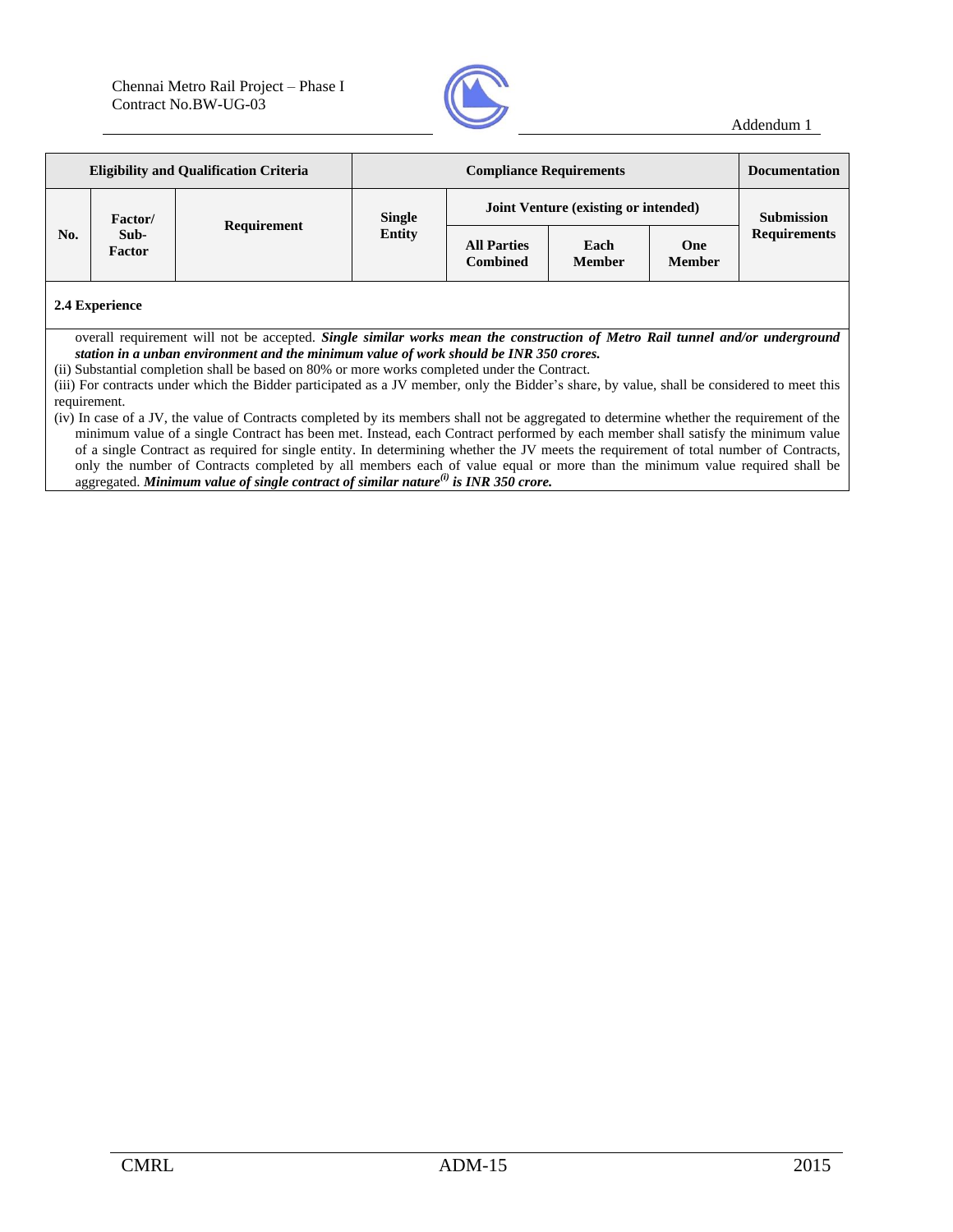| Eligibility and Qualification Criteria | | | Compliance Requirements | | | | Documentation |
|---|---|---|---|---|---|---|---|
| No. | Factor/ Sub-Factor | Requirement | Single Entity | Joint Venture (existing or intended) | | | Submission Requirements |
| | | | | All Parties Combined | Each Member | One Member | |

**2.4 Experience**

overall requirement will not be accepted. ***Single similar works mean the construction of Metro Rail tunnel and/or underground station in a unban environment and the minimum value of work should be INR 350 crores.***

(ii) Substantial completion shall be based on 80% or more works completed under the Contract.

(iii) For contracts under which the Bidder participated as a JV member, only the Bidder's share, by value, shall be considered to meet this requirement.

(iv) In case of a JV, the value of Contracts completed by its members shall not be aggregated to determine whether the requirement of the minimum value of a single Contract has been met. Instead, each Contract performed by each member shall satisfy the minimum value of a single Contract as required for single entity. In determining whether the JV meets the requirement of total number of Contracts, only the number of Contracts completed by all members each of value equal or more than the minimum value required shall be aggregated. ***Minimum value of single contract of similar nature(i) is INR 350 crore.***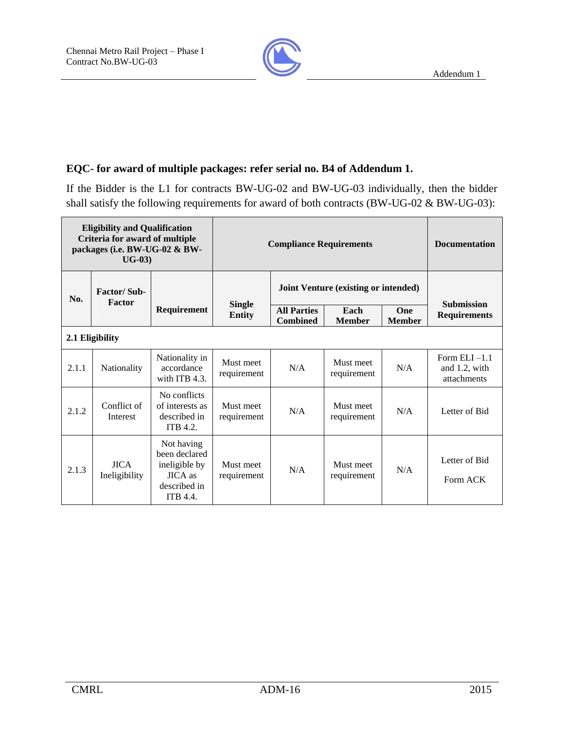**EQC- for award of multiple packages: refer serial no. B4 of Addendum 1.**

If the Bidder is the L1 for contracts BW-UG-02 and BW-UG-03 individually, then the bidder shall satisfy the following requirements for award of both contracts (BW-UG-02 & BW-UG-03):

| **Eligibility and Qualification Criteria for award of multiple packages (i.e. BW-UG-02 & BW-UG-03)** | | | **Compliance Requirements** | | | | **Documentation** |
|---|---|---|---|---|---|---|---|
| **No.** | **Factor/ Sub-Factor** | **Requirement** | **Single Entity** | **Joint Venture (existing or intended)** | | | **Submission Requirements** |
| | | | | **All Parties Combined** | **Each Member** | **One Member** | |
| **2.1 Eligibility** | | | | | | | |
| 2.1.1 | Nationality | Nationality in accordance with ITB 4.3. | Must meet requirement | N/A | Must meet requirement | N/A | Form ELI –1.1 and 1.2, with attachments |
| 2.1.2 | Conflict of Interest | No conflicts of interests as described in ITB 4.2. | Must meet requirement | N/A | Must meet requirement | N/A | Letter of Bid |
| 2.1.3 | JICA Ineligibility | Not having been declared ineligible by JICA as described in ITB 4.4. | Must meet requirement | N/A | Must meet requirement | N/A | Letter of Bid<br>Form ACK |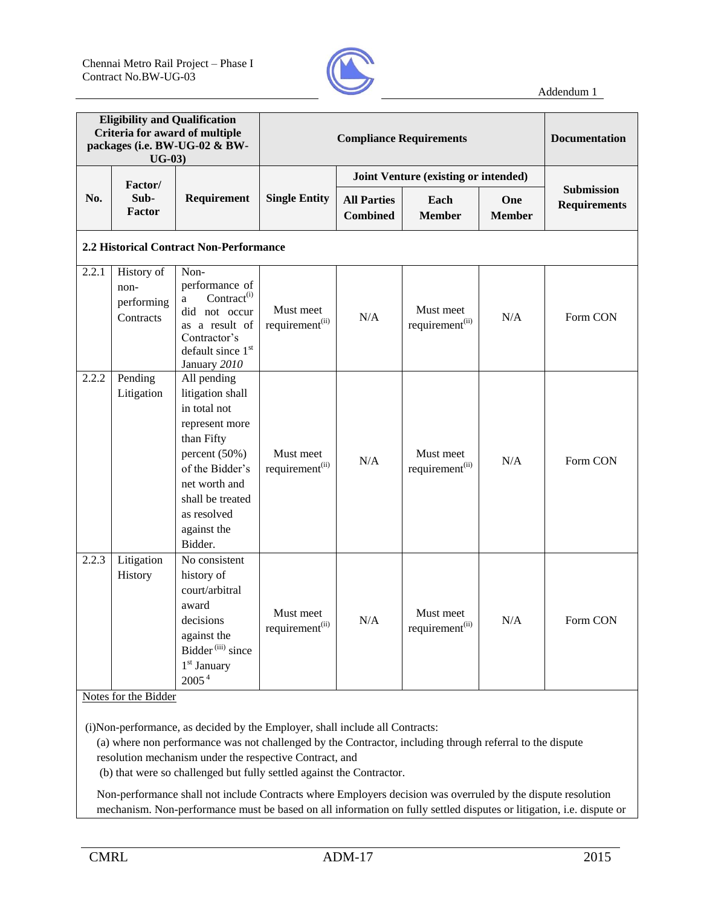| Eligibility and Qualification Criteria for award of multiple packages (i.e. BW-UG-02 & BW-UG-03) | | | Compliance Requirements | | | | Documentation |
|---|---|---|---|---|---|---|---|
| No. | Factor/ Sub-Factor | Requirement | Single Entity | Joint Venture (existing or intended) | | | Submission Requirements |
| | | | | All Parties Combined | Each Member | One Member | |
| **2.2 Historical Contract Non-Performance** | | | | | | | |
| 2.2.1 | History of non-performing Contracts | Non-performance of a Contract[(i)] did not occur as a result of Contractor's default since 1st January *2010* | Must meet requirement[(ii)] | N/A | Must meet requirement[(ii)] | N/A | Form CON |
| 2.2.2 | Pending Litigation | All pending litigation shall in total not represent more than Fifty percent (50%) of the Bidder's net worth and shall be treated as resolved against the Bidder. | Must meet requirement[(ii)] | N/A | Must meet requirement[(ii)] | N/A | Form CON |
| 2.2.3 | Litigation History | No consistent history of court/arbitral award decisions against the Bidder [(iii)] since 1st January 2005 [4] | Must meet requirement[(ii)] | N/A | Must meet requirement[(ii)] | N/A | Form CON |

Notes for the Bidder

(i)Non-performance, as decided by the Employer, shall include all Contracts:

(a) where non performance was not challenged by the Contractor, including through referral to the dispute resolution mechanism under the respective Contract, and

(b) that were so challenged but fully settled against the Contractor.

Non-performance shall not include Contracts where Employers decision was overruled by the dispute resolution mechanism. Non-performance must be based on all information on fully settled disputes or litigation, i.e. dispute or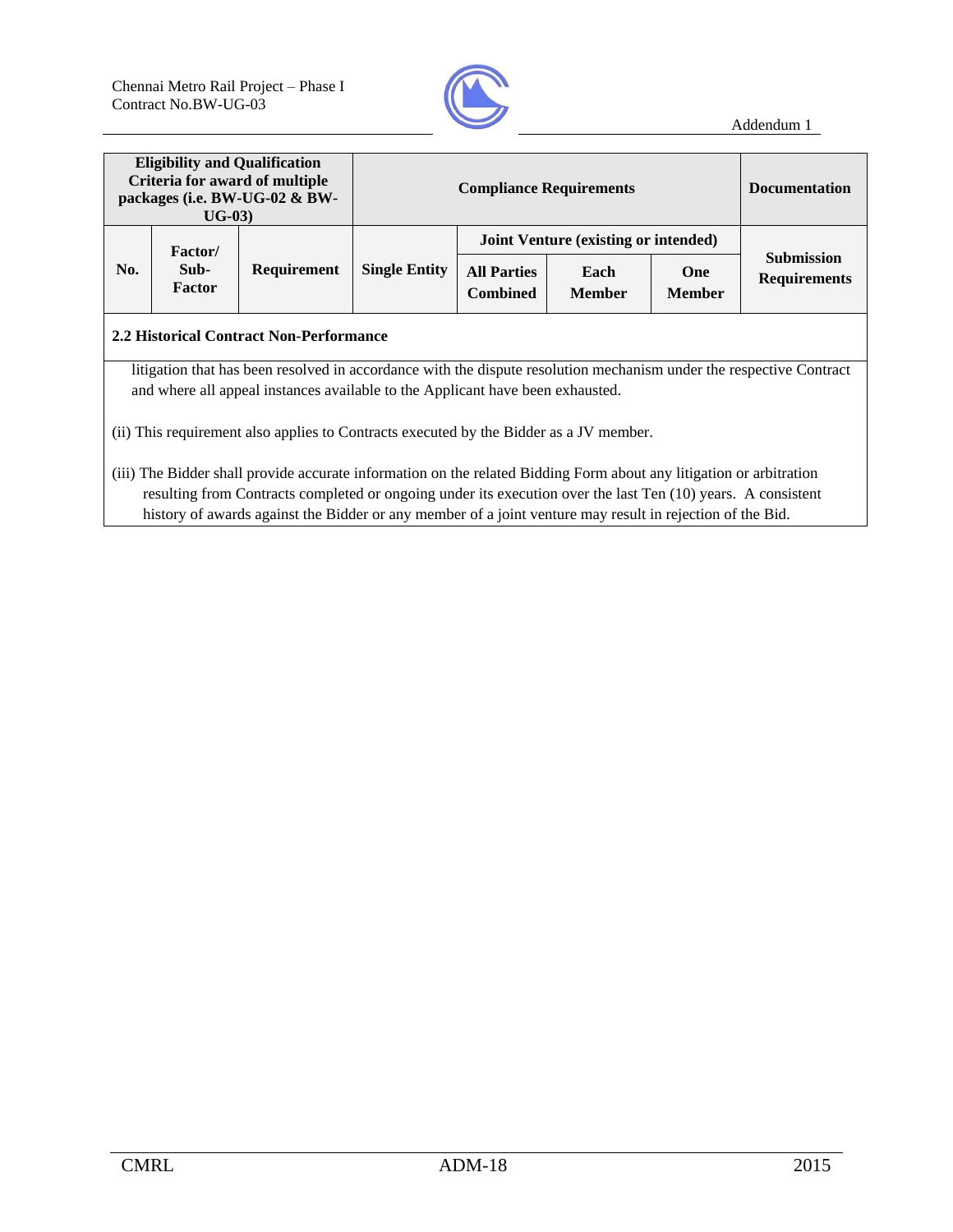| Eligibility and Qualification Criteria for award of multiple packages (i.e. BW-UG-02 & BW-UG-03) | | | Compliance Requirements | | | | Documentation |
|---|---|---|---|---|---|---|---|
| | | | | Joint Venture (existing or intended) | | | |
| No. | Factor/ Sub-Factor | Requirement | Single Entity | All Parties Combined | Each Member | One Member | Submission Requirements |

**2.2 Historical Contract Non-Performance**

litigation that has been resolved in accordance with the dispute resolution mechanism under the respective Contract and where all appeal instances available to the Applicant have been exhausted.

(ii) This requirement also applies to Contracts executed by the Bidder as a JV member.

(iii) The Bidder shall provide accurate information on the related Bidding Form about any litigation or arbitration resulting from Contracts completed or ongoing under its execution over the last Ten (10) years. A consistent history of awards against the Bidder or any member of a joint venture may result in rejection of the Bid.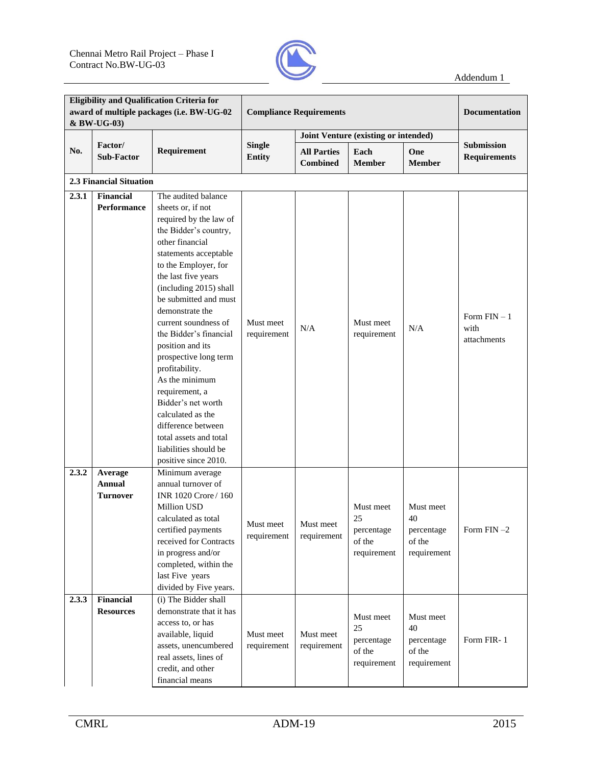| Eligibility and Qualification Criteria for award of multiple packages (i.e. BW-UG-02 & BW-UG-03) | | | Compliance Requirements | | | | Documentation |
|---|---|---|---|---|---|---|---|
| No. | Factor/ Sub-Factor | Requirement | Single Entity | Joint Venture (existing or intended) | | | Submission Requirements |
| | | | | All Parties Combined | Each Member | One Member | |
| **2.3 Financial Situation** | | | | | | | |
| **2.3.1** | **Financial Performance** | The audited balance sheets or, if not required by the law of the Bidder's country, other financial statements acceptable to the Employer, for the last five years (including 2015) shall be submitted and must demonstrate the current soundness of the Bidder's financial position and its prospective long term profitability. As the minimum requirement, a Bidder's net worth calculated as the difference between total assets and total liabilities should be positive since 2010. | Must meet requirement | N/A | Must meet requirement | N/A | Form FIN – 1 with attachments |
| **2.3.2** | **Average Annual Turnover** | Minimum average annual turnover of INR 1020 Crore / 160 Million USD calculated as total certified payments received for Contracts in progress and/or completed, within the last Five years divided by Five years. | Must meet requirement | Must meet requirement | Must meet 25 percentage of the requirement | Must meet 40 percentage of the requirement | Form FIN –2 |
| **2.3.3** | **Financial Resources** | (i) The Bidder shall demonstrate that it has access to, or has available, liquid assets, unencumbered real assets, lines of credit, and other financial means | Must meet requirement | Must meet requirement | Must meet 25 percentage of the requirement | Must meet 40 percentage of the requirement | Form FIR- 1 |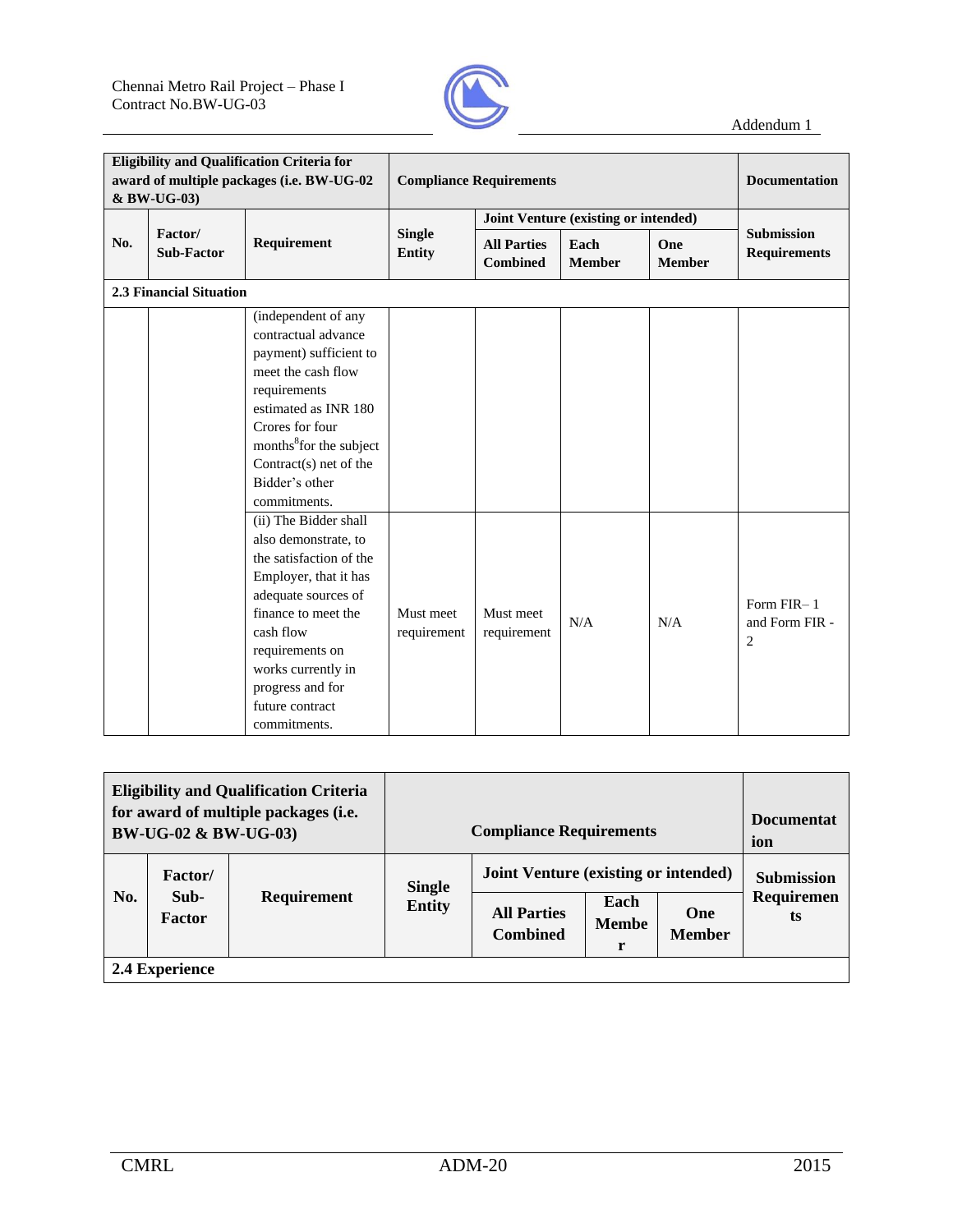| Eligibility and Qualification Criteria for award of multiple packages (i.e. BW-UG-02 & BW-UG-03) | | | Compliance Requirements | | | | Documentation |
|---|---|---|---|---|---|---|---|
| **No.** | **Factor/ Sub-Factor** | **Requirement** | **Single Entity** | **Joint Venture (existing or intended)** | | | **Submission Requirements** |
| | | | | **All Parties Combined** | **Each Member** | **One Member** | |
| **2.3 Financial Situation** | | | | | | | |
| | | (independent of any contractual advance payment) sufficient to meet the cash flow requirements estimated as INR 180 Crores for four months[8] for the subject Contract(s) net of the Bidder's other commitments. | | | | | |
| | | (ii) The Bidder shall also demonstrate, to the satisfaction of the Employer, that it has adequate sources of finance to meet the cash flow requirements on works currently in progress and for future contract commitments. | Must meet requirement | Must meet requirement | N/A | N/A | Form FIR– 1 and Form FIR - 2 |

| Eligibility and Qualification Criteria for award of multiple packages (i.e. BW-UG-02 & BW-UG-03) | | | Compliance Requirements | | | | Documentation |
|---|---|---|---|---|---|---|---|
| **No.** | **Factor/ Sub-Factor** | **Requirement** | **Single Entity** | **Joint Venture (existing or intended)** | | | **Submission Requirements** |
| | | | | **All Parties Combined** | **Each Member** | **One Member** | |
| **2.4 Experience** | | | | | | | |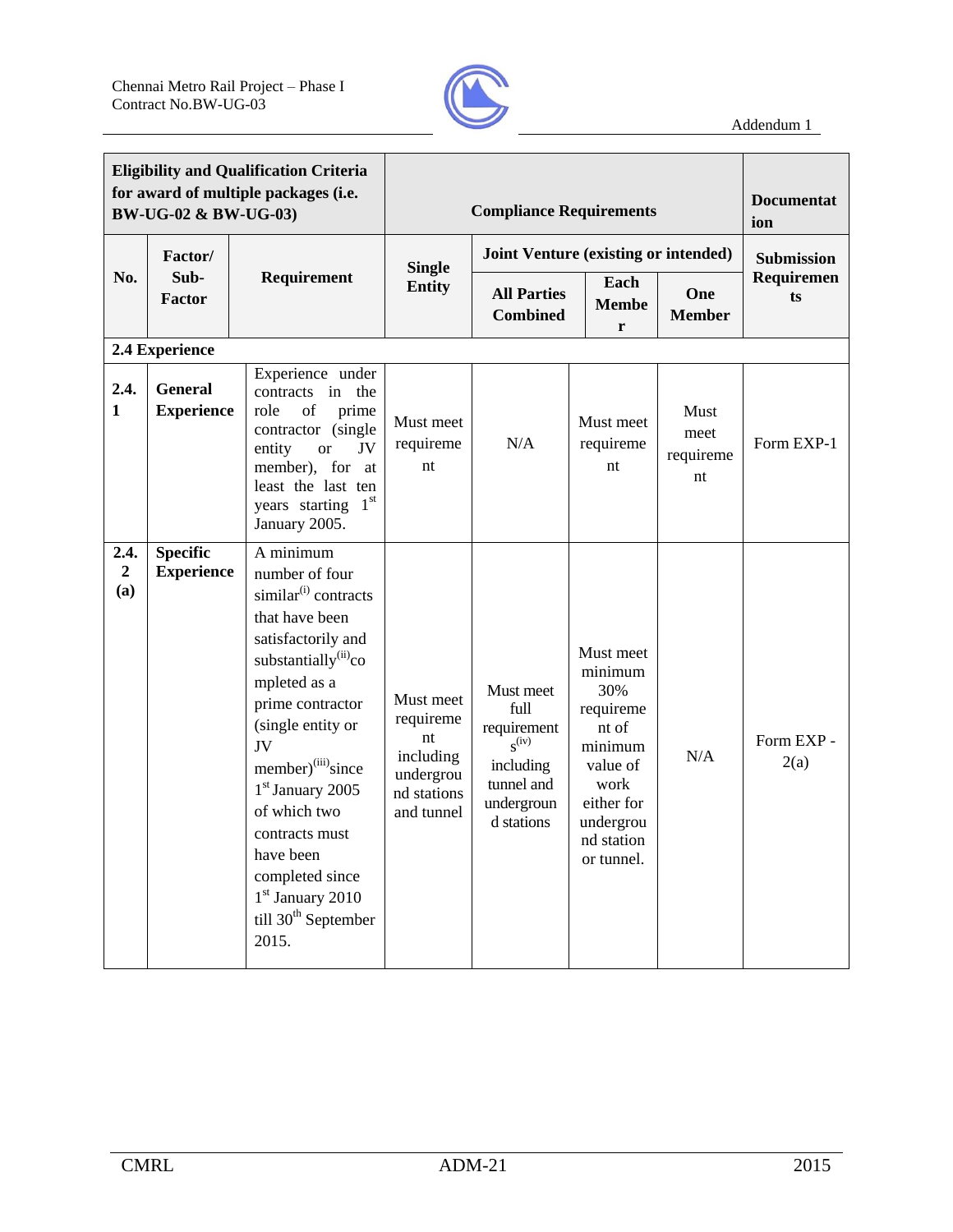| Eligibility and Qualification Criteria for award of multiple packages (i.e. BW-UG-02 & BW-UG-03) | | | Compliance Requirements | | | | Documentation |
|---|---|---|---|---|---|---|---|
| **No.** | **Factor/ Sub-Factor** | **Requirement** | **Single Entity** | **Joint Venture (existing or intended)** | | | **Submission Requirements** |
| | | | | **All Parties Combined** | **Each Member** | **One Member** | |
| **2.4 Experience** | | | | | | | |
| **2.4.1** | **General Experience** | Experience under contracts in the role of prime contractor (single entity or JV member), for at least the last ten years starting 1st January 2005. | Must meet requirement | N/A | Must meet requirement | Must meet requirement | Form EXP-1 |
| **2.4.2 (a)** | **Specific Experience** | A minimum number of four similar[(i)] contracts that have been satisfactorily and substantially[(ii)] completed as a prime contractor (single entity or JV member)[(iii)] since 1st January 2005 of which two contracts must have been completed since 1st January 2010 till 30th September 2015. | Must meet requirement including underground stations and tunnel | Must meet full requirements[(iv)] including tunnel and underground stations | Must meet minimum 30% requirement of minimum value of work either for underground station or tunnel. | N/A | Form EXP - 2(a) |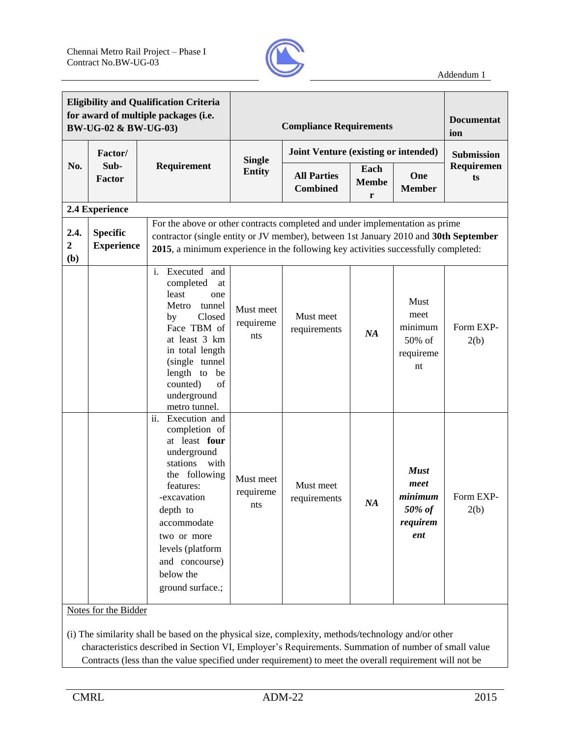| Eligibility and Qualification Criteria for award of multiple packages (i.e. BW-UG-02 & BW-UG-03) | | | Compliance Requirements | | | | Documentation |
|---|---|---|---|---|---|---|---|
| **No.** | **Factor/ Sub-Factor** | **Requirement** | **Single Entity** | **Joint Venture (existing or intended)** | | | **Submission Requirements** |
| | | | | **All Parties Combined** | **Each Member** | **One Member** | |
| **2.4 Experience** | | | | | | | |
| **2.4.2 (b)** | **Specific Experience** | For the above or other contracts completed and under implementation as prime contractor (single entity or JV member), between 1st January 2010 and **30th September 2015**, a minimum experience in the following key activities successfully completed: | | | | | |
| | | i. Executed and completed at least one Metro tunnel by Closed Face TBM of at least 3 km in total length (single tunnel length to be counted) of underground metro tunnel. | Must meet requirements | Must meet requirements | ***NA*** | Must meet minimum 50% of requirement | Form EXP-2(b) |
| | | ii. Execution and completion of at least **four** underground stations with the following features: -excavation depth to accommodate two or more levels (platform and concourse) below the ground surface.; | Must meet requirements | Must meet requirements | ***NA*** | ***Must meet minimum 50% of requirement*** | Form EXP-2(b) |

Notes for the Bidder

(i) The similarity shall be based on the physical size, complexity, methods/technology and/or other characteristics described in Section VI, Employer's Requirements. Summation of number of small value Contracts (less than the value specified under requirement) to meet the overall requirement will not be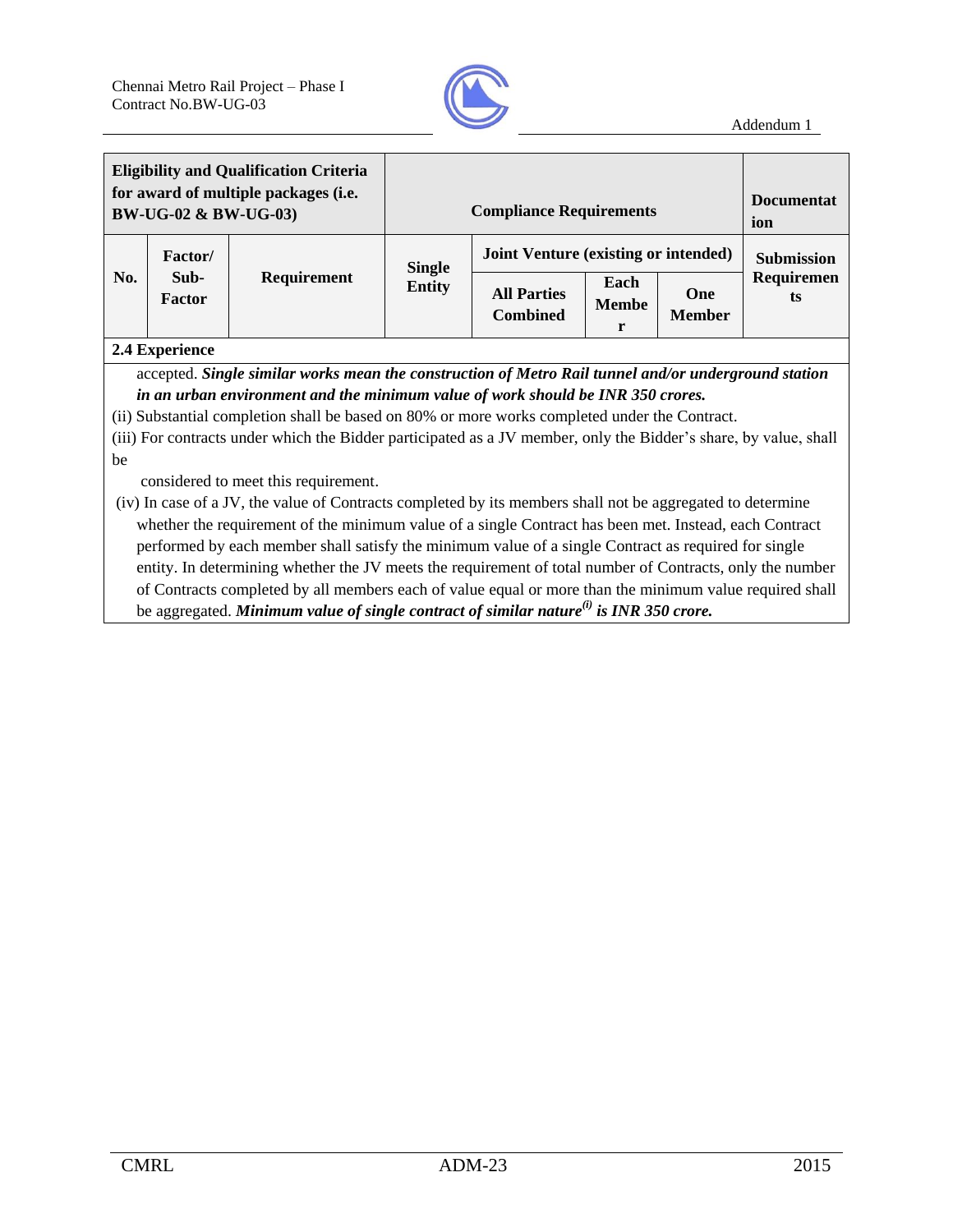| Eligibility and Qualification Criteria for award of multiple packages (i.e. BW-UG-02 & BW-UG-03) | | | Compliance Requirements | | | | Documentation |
|---|---|---|---|---|---|---|---|
| No. | Factor/ Sub-Factor | Requirement | Single Entity | Joint Venture (existing or intended) | | | Submission Requirements |
| | | | | All Parties Combined | Each Member | One Member | |

**2.4 Experience**

accepted. ***Single similar works mean the construction of Metro Rail tunnel and/or underground station in an urban environment and the minimum value of work should be INR 350 crores.***

(ii) Substantial completion shall be based on 80% or more works completed under the Contract.

(iii) For contracts under which the Bidder participated as a JV member, only the Bidder's share, by value, shall be considered to meet this requirement.

(iv) In case of a JV, the value of Contracts completed by its members shall not be aggregated to determine whether the requirement of the minimum value of a single Contract has been met. Instead, each Contract performed by each member shall satisfy the minimum value of a single Contract as required for single entity. In determining whether the JV meets the requirement of total number of Contracts, only the number of Contracts completed by all members each of value equal or more than the minimum value required shall be aggregated. ***Minimum value of single contract of similar nature(i) is INR 350 crore.***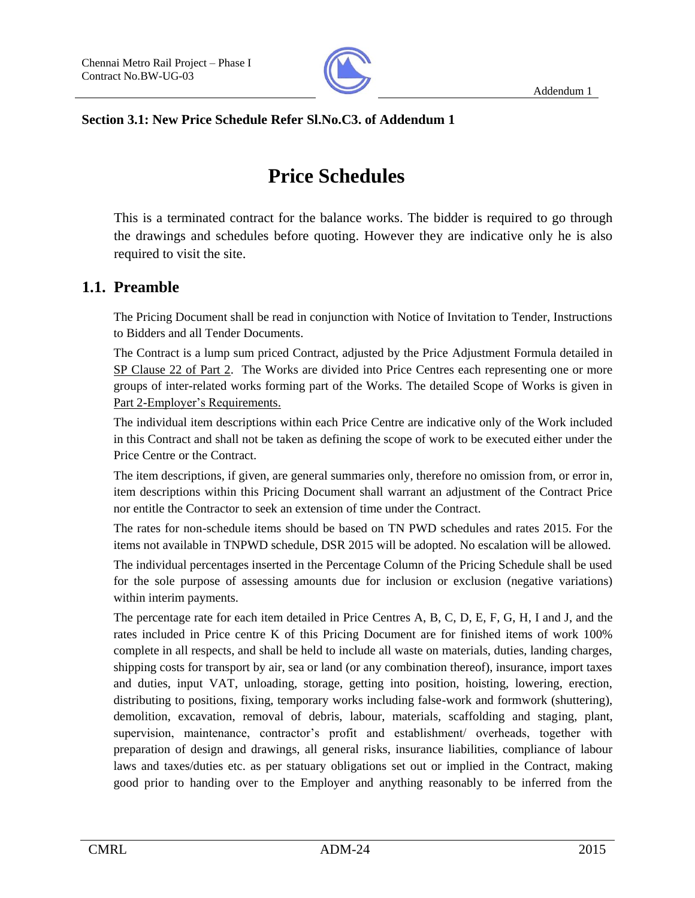**Section 3.1: New Price Schedule Refer Sl.No.C3. of Addendum 1**

# Price Schedules

This is a terminated contract for the balance works. The bidder is required to go through the drawings and schedules before quoting. However they are indicative only he is also required to visit the site.

## 1.1. Preamble

The Pricing Document shall be read in conjunction with Notice of Invitation to Tender, Instructions to Bidders and all Tender Documents.

The Contract is a lump sum priced Contract, adjusted by the Price Adjustment Formula detailed in SP Clause 22 of Part 2. The Works are divided into Price Centres each representing one or more groups of inter-related works forming part of the Works. The detailed Scope of Works is given in Part 2-Employer's Requirements.

The individual item descriptions within each Price Centre are indicative only of the Work included in this Contract and shall not be taken as defining the scope of work to be executed either under the Price Centre or the Contract.

The item descriptions, if given, are general summaries only, therefore no omission from, or error in, item descriptions within this Pricing Document shall warrant an adjustment of the Contract Price nor entitle the Contractor to seek an extension of time under the Contract.

The rates for non-schedule items should be based on TN PWD schedules and rates 2015. For the items not available in TNPWD schedule, DSR 2015 will be adopted. No escalation will be allowed.

The individual percentages inserted in the Percentage Column of the Pricing Schedule shall be used for the sole purpose of assessing amounts due for inclusion or exclusion (negative variations) within interim payments.

The percentage rate for each item detailed in Price Centres A, B, C, D, E, F, G, H, I and J, and the rates included in Price centre K of this Pricing Document are for finished items of work 100% complete in all respects, and shall be held to include all waste on materials, duties, landing charges, shipping costs for transport by air, sea or land (or any combination thereof), insurance, import taxes and duties, input VAT, unloading, storage, getting into position, hoisting, lowering, erection, distributing to positions, fixing, temporary works including false-work and formwork (shuttering), demolition, excavation, removal of debris, labour, materials, scaffolding and staging, plant, supervision, maintenance, contractor's profit and establishment/ overheads, together with preparation of design and drawings, all general risks, insurance liabilities, compliance of labour laws and taxes/duties etc. as per statuary obligations set out or implied in the Contract, making good prior to handing over to the Employer and anything reasonably to be inferred from the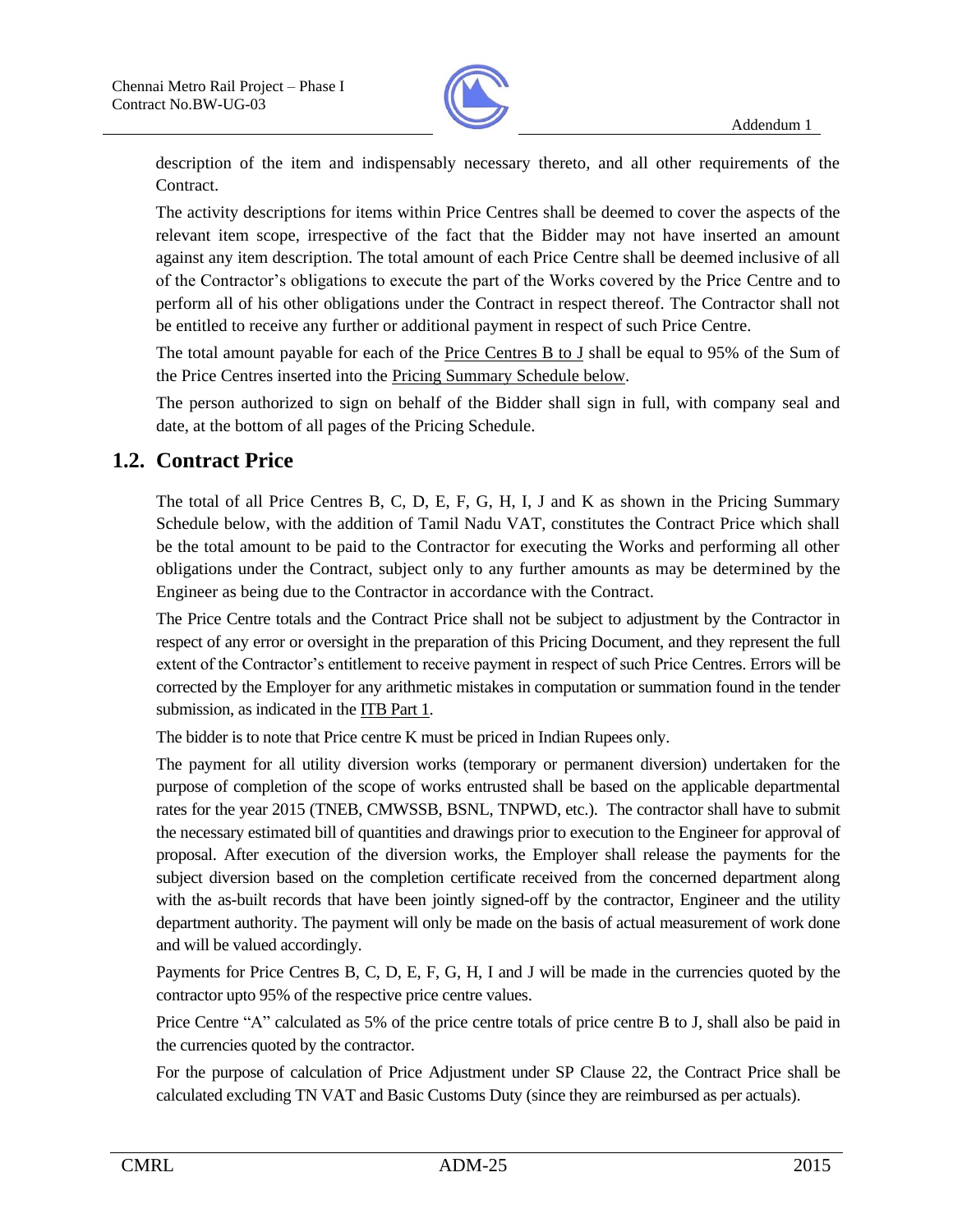description of the item and indispensably necessary thereto, and all other requirements of the Contract.

The activity descriptions for items within Price Centres shall be deemed to cover the aspects of the relevant item scope, irrespective of the fact that the Bidder may not have inserted an amount against any item description. The total amount of each Price Centre shall be deemed inclusive of all of the Contractor's obligations to execute the part of the Works covered by the Price Centre and to perform all of his other obligations under the Contract in respect thereof. The Contractor shall not be entitled to receive any further or additional payment in respect of such Price Centre.

The total amount payable for each of the Price Centres B to J shall be equal to 95% of the Sum of the Price Centres inserted into the Pricing Summary Schedule below.

The person authorized to sign on behalf of the Bidder shall sign in full, with company seal and date, at the bottom of all pages of the Pricing Schedule.

## 1.2. Contract Price

The total of all Price Centres B, C, D, E, F, G, H, I, J and K as shown in the Pricing Summary Schedule below, with the addition of Tamil Nadu VAT, constitutes the Contract Price which shall be the total amount to be paid to the Contractor for executing the Works and performing all other obligations under the Contract, subject only to any further amounts as may be determined by the Engineer as being due to the Contractor in accordance with the Contract.

The Price Centre totals and the Contract Price shall not be subject to adjustment by the Contractor in respect of any error or oversight in the preparation of this Pricing Document, and they represent the full extent of the Contractor's entitlement to receive payment in respect of such Price Centres. Errors will be corrected by the Employer for any arithmetic mistakes in computation or summation found in the tender submission, as indicated in the ITB Part 1.

The bidder is to note that Price centre K must be priced in Indian Rupees only.

The payment for all utility diversion works (temporary or permanent diversion) undertaken for the purpose of completion of the scope of works entrusted shall be based on the applicable departmental rates for the year 2015 (TNEB, CMWSSB, BSNL, TNPWD, etc.). The contractor shall have to submit the necessary estimated bill of quantities and drawings prior to execution to the Engineer for approval of proposal. After execution of the diversion works, the Employer shall release the payments for the subject diversion based on the completion certificate received from the concerned department along with the as-built records that have been jointly signed-off by the contractor, Engineer and the utility department authority. The payment will only be made on the basis of actual measurement of work done and will be valued accordingly.

Payments for Price Centres B, C, D, E, F, G, H, I and J will be made in the currencies quoted by the contractor upto 95% of the respective price centre values.

Price Centre "A" calculated as 5% of the price centre totals of price centre B to J, shall also be paid in the currencies quoted by the contractor.

For the purpose of calculation of Price Adjustment under SP Clause 22, the Contract Price shall be calculated excluding TN VAT and Basic Customs Duty (since they are reimbursed as per actuals).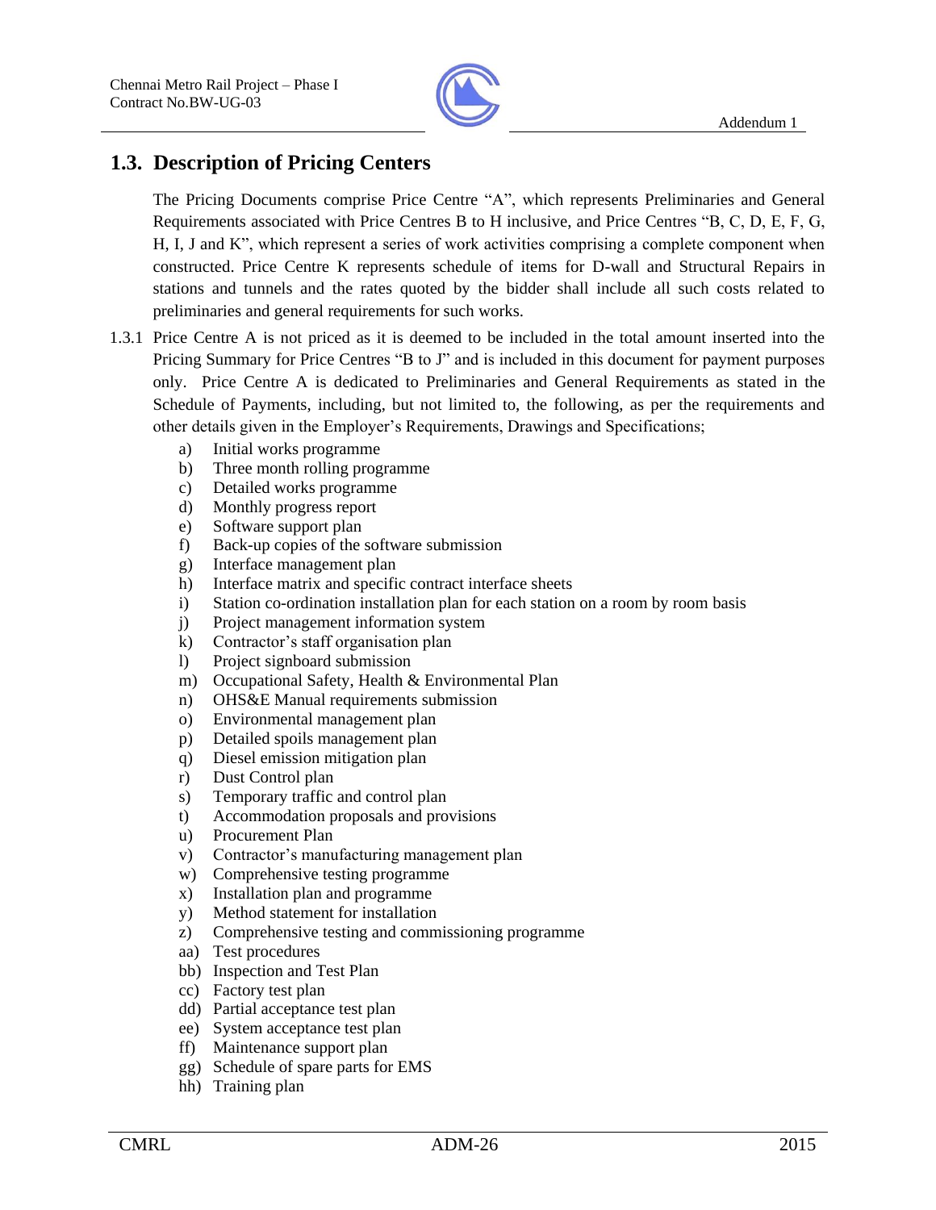## 1.3. Description of Pricing Centers

The Pricing Documents comprise Price Centre "A", which represents Preliminaries and General Requirements associated with Price Centres B to H inclusive, and Price Centres "B, C, D, E, F, G, H, I, J and K", which represent a series of work activities comprising a complete component when constructed. Price Centre K represents schedule of items for D-wall and Structural Repairs in stations and tunnels and the rates quoted by the bidder shall include all such costs related to preliminaries and general requirements for such works.

1.3.1 Price Centre A is not priced as it is deemed to be included in the total amount inserted into the Pricing Summary for Price Centres "B to J" and is included in this document for payment purposes only. Price Centre A is dedicated to Preliminaries and General Requirements as stated in the Schedule of Payments, including, but not limited to, the following, as per the requirements and other details given in the Employer's Requirements, Drawings and Specifications;

a) Initial works programme
b) Three month rolling programme
c) Detailed works programme
d) Monthly progress report
e) Software support plan
f) Back-up copies of the software submission
g) Interface management plan
h) Interface matrix and specific contract interface sheets
i) Station co-ordination installation plan for each station on a room by room basis
j) Project management information system
k) Contractor's staff organisation plan
l) Project signboard submission
m) Occupational Safety, Health & Environmental Plan
n) OHS&E Manual requirements submission
o) Environmental management plan
p) Detailed spoils management plan
q) Diesel emission mitigation plan
r) Dust Control plan
s) Temporary traffic and control plan
t) Accommodation proposals and provisions
u) Procurement Plan
v) Contractor's manufacturing management plan
w) Comprehensive testing programme
x) Installation plan and programme
y) Method statement for installation
z) Comprehensive testing and commissioning programme
aa) Test procedures
bb) Inspection and Test Plan
cc) Factory test plan
dd) Partial acceptance test plan
ee) System acceptance test plan
ff) Maintenance support plan
gg) Schedule of spare parts for EMS
hh) Training plan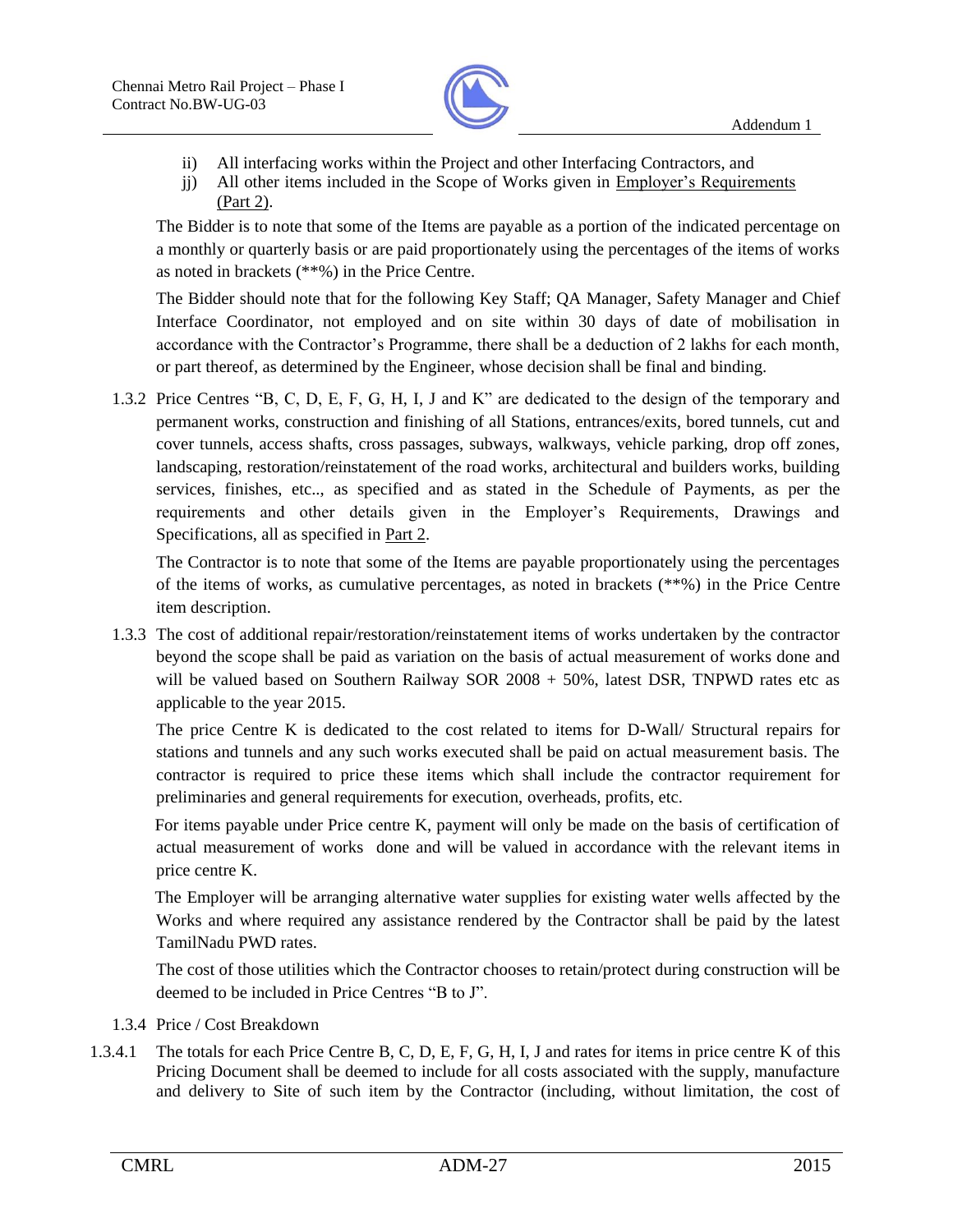ii) All interfacing works within the Project and other Interfacing Contractors, and

jj) All other items included in the Scope of Works given in Employer's Requirements (Part 2).

The Bidder is to note that some of the Items are payable as a portion of the indicated percentage on a monthly or quarterly basis or are paid proportionately using the percentages of the items of works as noted in brackets (**%) in the Price Centre.

The Bidder should note that for the following Key Staff; QA Manager, Safety Manager and Chief Interface Coordinator, not employed and on site within 30 days of date of mobilisation in accordance with the Contractor's Programme, there shall be a deduction of 2 lakhs for each month, or part thereof, as determined by the Engineer, whose decision shall be final and binding.

1.3.2 Price Centres "B, C, D, E, F, G, H, I, J and K" are dedicated to the design of the temporary and permanent works, construction and finishing of all Stations, entrances/exits, bored tunnels, cut and cover tunnels, access shafts, cross passages, subways, walkways, vehicle parking, drop off zones, landscaping, restoration/reinstatement of the road works, architectural and builders works, building services, finishes, etc.., as specified and as stated in the Schedule of Payments, as per the requirements and other details given in the Employer's Requirements, Drawings and Specifications, all as specified in Part 2.

The Contractor is to note that some of the Items are payable proportionately using the percentages of the items of works, as cumulative percentages, as noted in brackets (**%) in the Price Centre item description.

1.3.3 The cost of additional repair/restoration/reinstatement items of works undertaken by the contractor beyond the scope shall be paid as variation on the basis of actual measurement of works done and will be valued based on Southern Railway SOR 2008 + 50%, latest DSR, TNPWD rates etc as applicable to the year 2015.

The price Centre K is dedicated to the cost related to items for D-Wall/ Structural repairs for stations and tunnels and any such works executed shall be paid on actual measurement basis. The contractor is required to price these items which shall include the contractor requirement for preliminaries and general requirements for execution, overheads, profits, etc.

For items payable under Price centre K, payment will only be made on the basis of certification of actual measurement of works done and will be valued in accordance with the relevant items in price centre K.

The Employer will be arranging alternative water supplies for existing water wells affected by the Works and where required any assistance rendered by the Contractor shall be paid by the latest TamilNadu PWD rates.

The cost of those utilities which the Contractor chooses to retain/protect during construction will be deemed to be included in Price Centres "B to J".

1.3.4 Price / Cost Breakdown

1.3.4.1 The totals for each Price Centre B, C, D, E, F, G, H, I, J and rates for items in price centre K of this Pricing Document shall be deemed to include for all costs associated with the supply, manufacture and delivery to Site of such item by the Contractor (including, without limitation, the cost of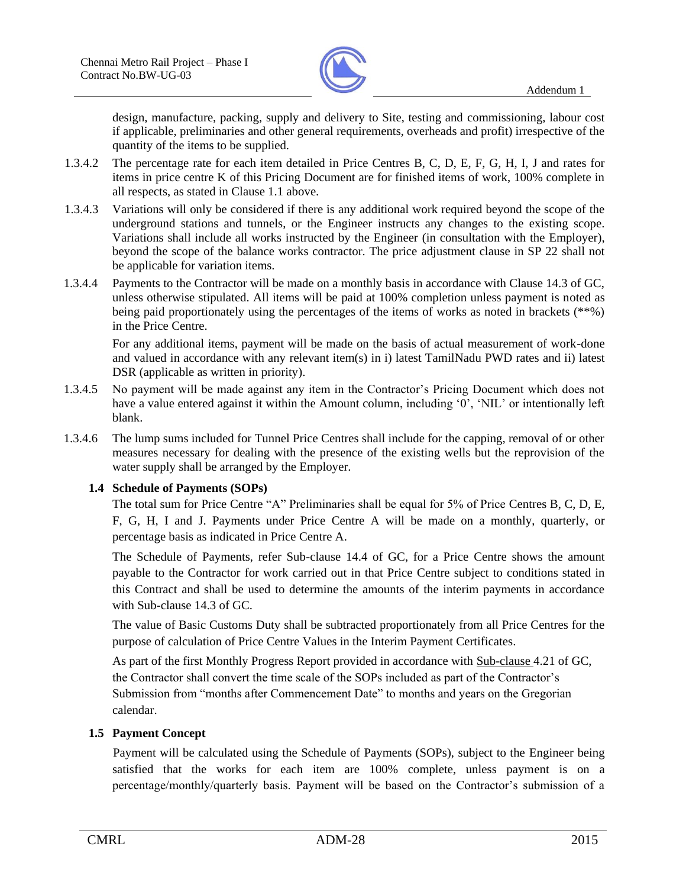design, manufacture, packing, supply and delivery to Site, testing and commissioning, labour cost if applicable, preliminaries and other general requirements, overheads and profit) irrespective of the quantity of the items to be supplied.

1.3.4.2 The percentage rate for each item detailed in Price Centres B, C, D, E, F, G, H, I, J and rates for items in price centre K of this Pricing Document are for finished items of work, 100% complete in all respects, as stated in Clause 1.1 above.

1.3.4.3 Variations will only be considered if there is any additional work required beyond the scope of the underground stations and tunnels, or the Engineer instructs any changes to the existing scope. Variations shall include all works instructed by the Engineer (in consultation with the Employer), beyond the scope of the balance works contractor. The price adjustment clause in SP 22 shall not be applicable for variation items.

1.3.4.4 Payments to the Contractor will be made on a monthly basis in accordance with Clause 14.3 of GC, unless otherwise stipulated. All items will be paid at 100% completion unless payment is noted as being paid proportionately using the percentages of the items of works as noted in brackets (**%) in the Price Centre.

For any additional items, payment will be made on the basis of actual measurement of work-done and valued in accordance with any relevant item(s) in i) latest TamilNadu PWD rates and ii) latest DSR (applicable as written in priority).

1.3.4.5 No payment will be made against any item in the Contractor's Pricing Document which does not have a value entered against it within the Amount column, including '0', 'NIL' or intentionally left blank.

1.3.4.6 The lump sums included for Tunnel Price Centres shall include for the capping, removal of or other measures necessary for dealing with the presence of the existing wells but the reprovision of the water supply shall be arranged by the Employer.

### 1.4 Schedule of Payments (SOPs)

The total sum for Price Centre "A" Preliminaries shall be equal for 5% of Price Centres B, C, D, E, F, G, H, I and J. Payments under Price Centre A will be made on a monthly, quarterly, or percentage basis as indicated in Price Centre A.

The Schedule of Payments, refer Sub-clause 14.4 of GC, for a Price Centre shows the amount payable to the Contractor for work carried out in that Price Centre subject to conditions stated in this Contract and shall be used to determine the amounts of the interim payments in accordance with Sub-clause 14.3 of GC.

The value of Basic Customs Duty shall be subtracted proportionately from all Price Centres for the purpose of calculation of Price Centre Values in the Interim Payment Certificates.

As part of the first Monthly Progress Report provided in accordance with Sub-clause 4.21 of GC, the Contractor shall convert the time scale of the SOPs included as part of the Contractor's Submission from "months after Commencement Date" to months and years on the Gregorian calendar.

### 1.5 Payment Concept

Payment will be calculated using the Schedule of Payments (SOPs), subject to the Engineer being satisfied that the works for each item are 100% complete, unless payment is on a percentage/monthly/quarterly basis. Payment will be based on the Contractor's submission of a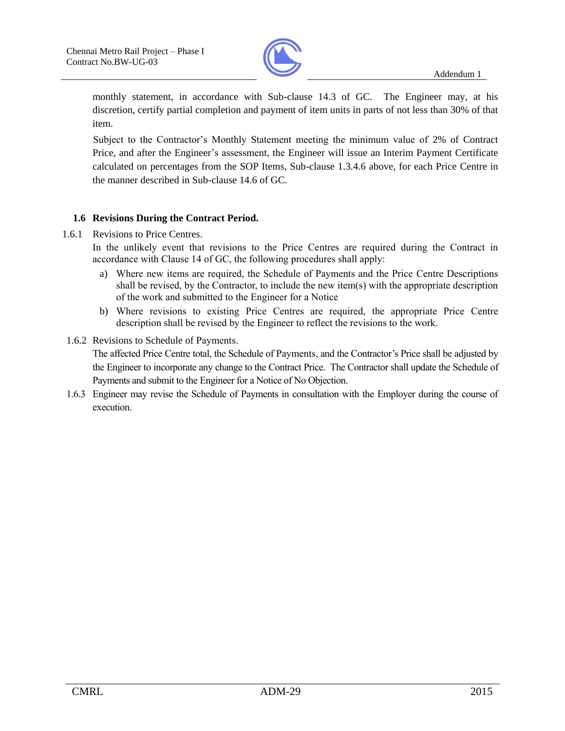monthly statement, in accordance with Sub-clause 14.3 of GC. The Engineer may, at his discretion, certify partial completion and payment of item units in parts of not less than 30% of that item.

Subject to the Contractor's Monthly Statement meeting the minimum value of 2% of Contract Price, and after the Engineer's assessment, the Engineer will issue an Interim Payment Certificate calculated on percentages from the SOP Items, Sub-clause 1.3.4.6 above, for each Price Centre in the manner described in Sub-clause 14.6 of GC.

**1.6 Revisions During the Contract Period.**

1.6.1 Revisions to Price Centres.

In the unlikely event that revisions to the Price Centres are required during the Contract in accordance with Clause 14 of GC, the following procedures shall apply:

a) Where new items are required, the Schedule of Payments and the Price Centre Descriptions shall be revised, by the Contractor, to include the new item(s) with the appropriate description of the work and submitted to the Engineer for a Notice

b) Where revisions to existing Price Centres are required, the appropriate Price Centre description shall be revised by the Engineer to reflect the revisions to the work.

1.6.2 Revisions to Schedule of Payments.

The affected Price Centre total, the Schedule of Payments, and the Contractor's Price shall be adjusted by the Engineer to incorporate any change to the Contract Price. The Contractor shall update the Schedule of Payments and submit to the Engineer for a Notice of No Objection.

1.6.3 Engineer may revise the Schedule of Payments in consultation with the Employer during the course of execution.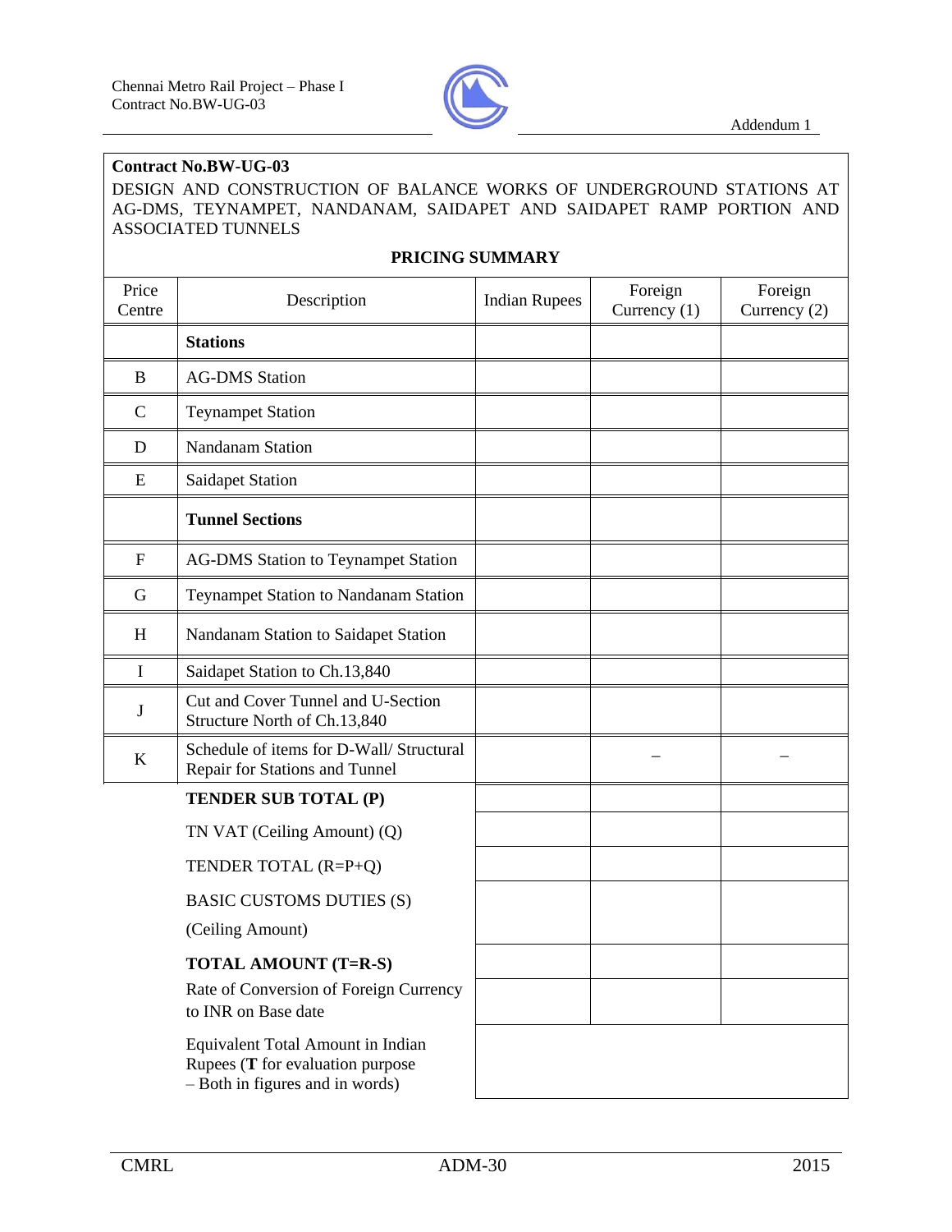**Contract No.BW-UG-03**

DESIGN AND CONSTRUCTION OF BALANCE WORKS OF UNDERGROUND STATIONS AT AG-DMS, TEYNAMPET, NANDANAM, SAIDAPET AND SAIDAPET RAMP PORTION AND ASSOCIATED TUNNELS

**PRICING SUMMARY**

| Price Centre | Description | Indian Rupees | Foreign Currency (1) | Foreign Currency (2) |
|---|---|---|---|---|
| | **Stations** | | | |
| B | AG-DMS Station | | | |
| C | Teynampet Station | | | |
| D | Nandanam Station | | | |
| E | Saidapet Station | | | |
| | **Tunnel Sections** | | | |
| F | AG-DMS Station to Teynampet Station | | | |
| G | Teynampet Station to Nandanam Station | | | |
| H | Nandanam Station to Saidapet Station | | | |
| I | Saidapet Station to Ch.13,840 | | | |
| J | Cut and Cover Tunnel and U-Section Structure North of Ch.13,840 | | | |
| K | Schedule of items for D-Wall/ Structural Repair for Stations and Tunnel | | – | – |
| | **TENDER SUB TOTAL (P)** | | | |
| | TN VAT (Ceiling Amount) (Q) | | | |
| | TENDER TOTAL (R=P+Q) | | | |
| | BASIC CUSTOMS DUTIES (S) (Ceiling Amount) | | | |
| | **TOTAL AMOUNT (T=R-S)** | | | |
| | Rate of Conversion of Foreign Currency to INR on Base date | | | |
| | Equivalent Total Amount in Indian Rupees (**T** for evaluation purpose – Both in figures and in words) | | | |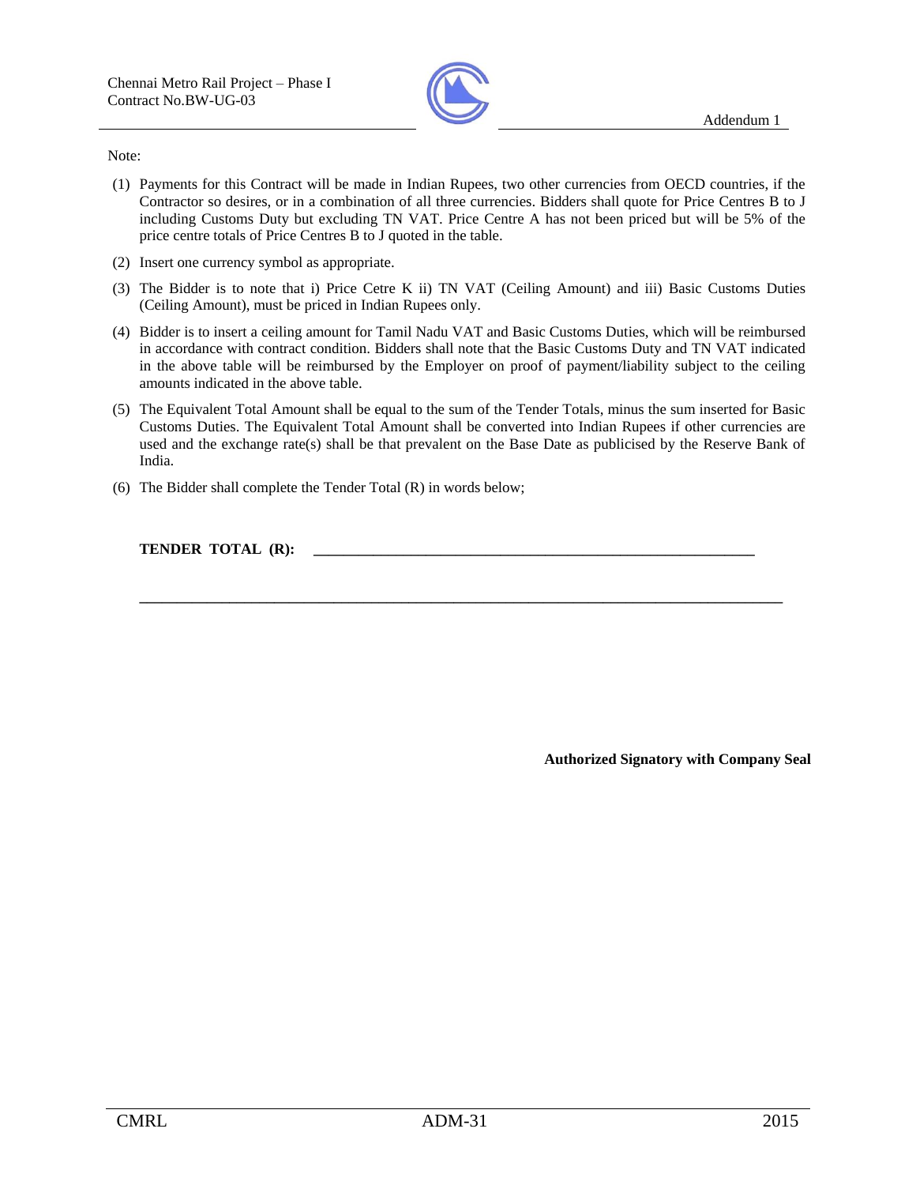Note:

(1) Payments for this Contract will be made in Indian Rupees, two other currencies from OECD countries, if the Contractor so desires, or in a combination of all three currencies. Bidders shall quote for Price Centres B to J including Customs Duty but excluding TN VAT. Price Centre A has not been priced but will be 5% of the price centre totals of Price Centres B to J quoted in the table.

(2) Insert one currency symbol as appropriate.

(3) The Bidder is to note that i) Price Cetre K ii) TN VAT (Ceiling Amount) and iii) Basic Customs Duties (Ceiling Amount), must be priced in Indian Rupees only.

(4) Bidder is to insert a ceiling amount for Tamil Nadu VAT and Basic Customs Duties, which will be reimbursed in accordance with contract condition. Bidders shall note that the Basic Customs Duty and TN VAT indicated in the above table will be reimbursed by the Employer on proof of payment/liability subject to the ceiling amounts indicated in the above table.

(5) The Equivalent Total Amount shall be equal to the sum of the Tender Totals, minus the sum inserted for Basic Customs Duties. The Equivalent Total Amount shall be converted into Indian Rupees if other currencies are used and the exchange rate(s) shall be that prevalent on the Base Date as publicised by the Reserve Bank of India.

(6) The Bidder shall complete the Tender Total (R) in words below;

**TENDER TOTAL (R):** ______________________________________________

______________________________________________________________

**Authorized Signatory with Company Seal**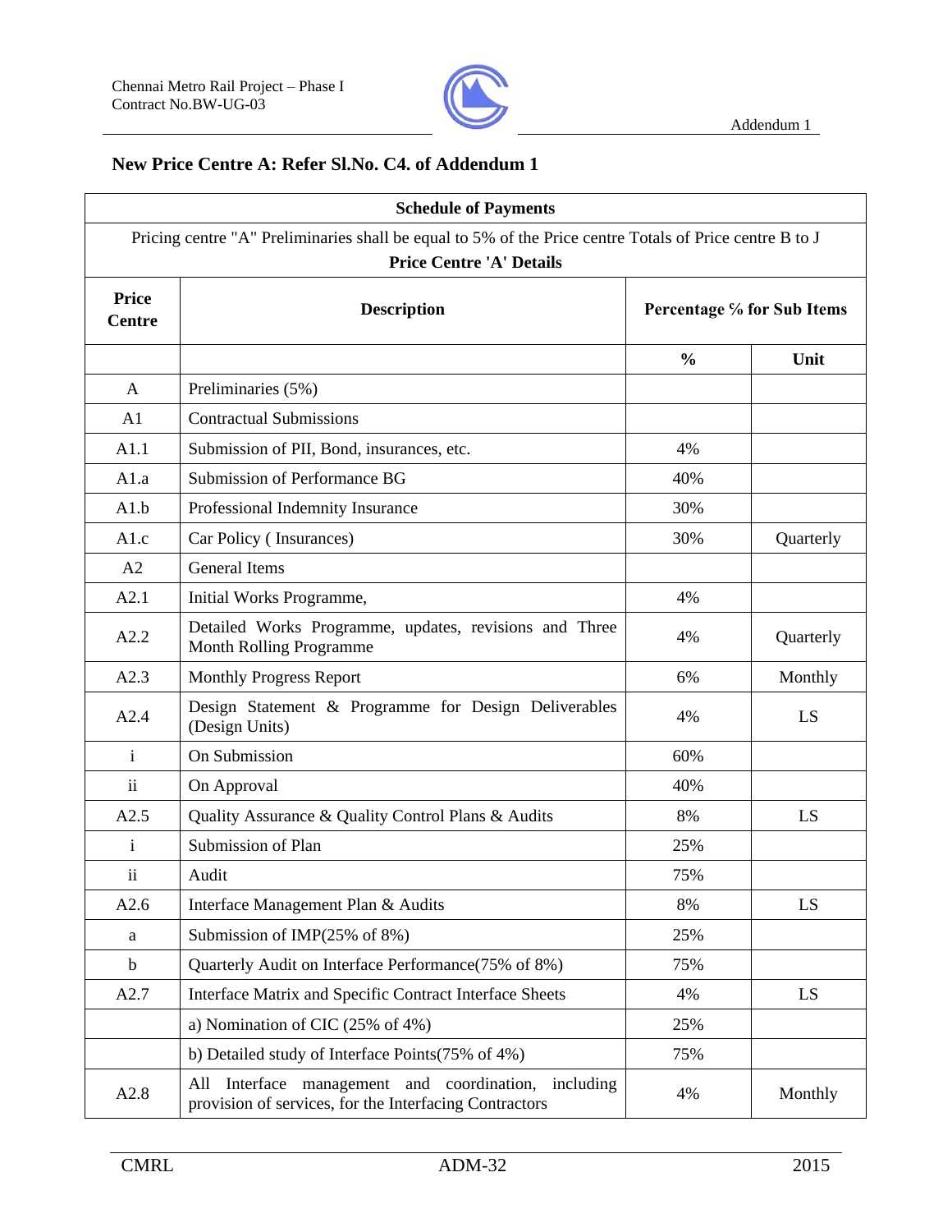## New Price Centre A: Refer Sl.No. C4. of Addendum 1

| Schedule of Payments | | | |
|---|---|---|---|
| Pricing centre "A" Preliminaries shall be equal to 5% of the Price centre Totals of Price centre B to J **Price Centre 'A' Details** | | | |
| **Price Centre** | **Description** | **Percentage % for Sub Items** | |
| | | **%** | **Unit** |
| A | Preliminaries (5%) | | |
| A1 | Contractual Submissions | | |
| A1.1 | Submission of PII, Bond, insurances, etc. | 4% | |
| A1.a | Submission of Performance BG | 40% | |
| A1.b | Professional Indemnity Insurance | 30% | |
| A1.c | Car Policy ( Insurances) | 30% | Quarterly |
| A2 | General Items | | |
| A2.1 | Initial Works Programme, | 4% | |
| A2.2 | Detailed Works Programme, updates, revisions and Three Month Rolling Programme | 4% | Quarterly |
| A2.3 | Monthly Progress Report | 6% | Monthly |
| A2.4 | Design Statement & Programme for Design Deliverables (Design Units) | 4% | LS |
| i | On Submission | 60% | |
| ii | On Approval | 40% | |
| A2.5 | Quality Assurance & Quality Control Plans & Audits | 8% | LS |
| i | Submission of Plan | 25% | |
| ii | Audit | 75% | |
| A2.6 | Interface Management Plan & Audits | 8% | LS |
| a | Submission of IMP(25% of 8%) | 25% | |
| b | Quarterly Audit on Interface Performance(75% of 8%) | 75% | |
| A2.7 | Interface Matrix and Specific Contract Interface Sheets | 4% | LS |
| | a) Nomination of CIC (25% of 4%) | 25% | |
| | b) Detailed study of Interface Points(75% of 4%) | 75% | |
| A2.8 | All Interface management and coordination, including provision of services, for the Interfacing Contractors | 4% | Monthly |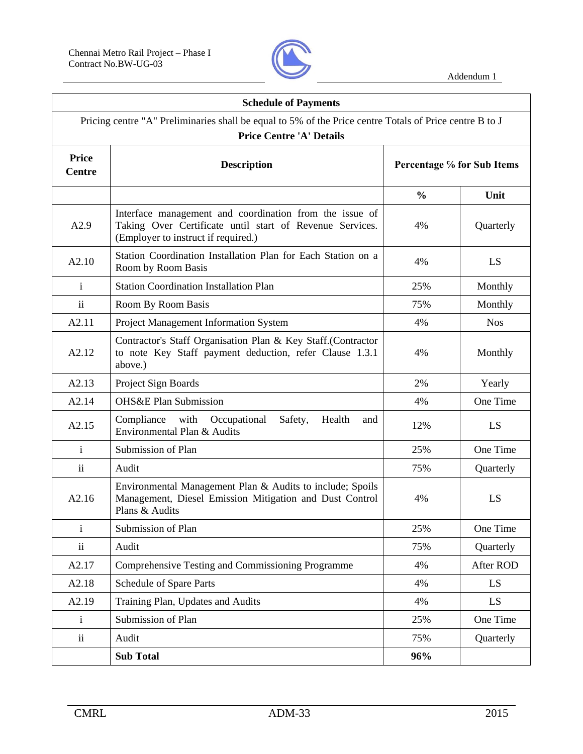| Schedule of Payments | | | |
|---|---|---|---|
| Pricing centre "A" Preliminaries shall be equal to 5% of the Price centre Totals of Price centre B to J<br>**Price Centre 'A' Details** | | | |
| **Price Centre** | **Description** | **Percentage % for Sub Items** | |
| | | **%** | **Unit** |
| A2.9 | Interface management and coordination from the issue of Taking Over Certificate until start of Revenue Services. (Employer to instruct if required.) | 4% | Quarterly |
| A2.10 | Station Coordination Installation Plan for Each Station on a Room by Room Basis | 4% | LS |
| i | Station Coordination Installation Plan | 25% | Monthly |
| ii | Room By Room Basis | 75% | Monthly |
| A2.11 | Project Management Information System | 4% | Nos |
| A2.12 | Contractor's Staff Organisation Plan & Key Staff.(Contractor to note Key Staff payment deduction, refer Clause 1.3.1 above.) | 4% | Monthly |
| A2.13 | Project Sign Boards | 2% | Yearly |
| A2.14 | OHS&E Plan Submission | 4% | One Time |
| A2.15 | Compliance with Occupational Safety, Health and Environmental Plan & Audits | 12% | LS |
| i | Submission of Plan | 25% | One Time |
| ii | Audit | 75% | Quarterly |
| A2.16 | Environmental Management Plan & Audits to include; Spoils Management, Diesel Emission Mitigation and Dust Control Plans & Audits | 4% | LS |
| i | Submission of Plan | 25% | One Time |
| ii | Audit | 75% | Quarterly |
| A2.17 | Comprehensive Testing and Commissioning Programme | 4% | After ROD |
| A2.18 | Schedule of Spare Parts | 4% | LS |
| A2.19 | Training Plan, Updates and Audits | 4% | LS |
| i | Submission of Plan | 25% | One Time |
| ii | Audit | 75% | Quarterly |
| | **Sub Total** | **96%** | |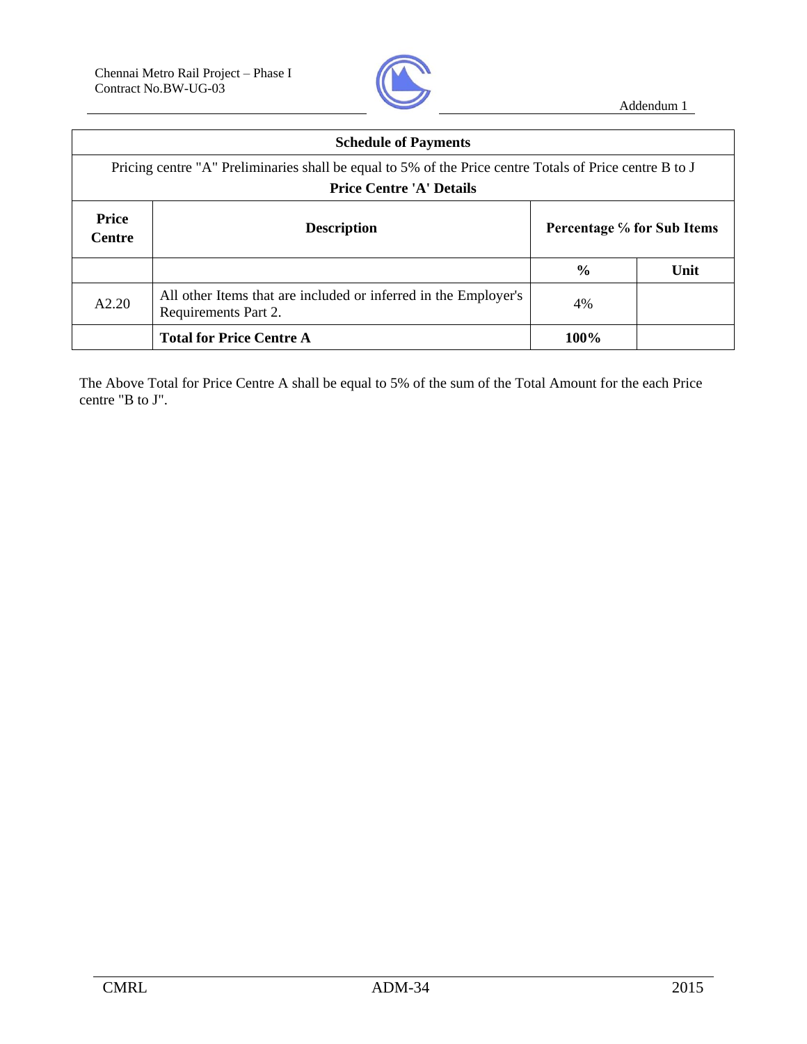| Schedule of Payments | | | |
|---|---|---|---|
| Pricing centre "A" Preliminaries shall be equal to 5% of the Price centre Totals of Price centre B to J<br>**Price Centre 'A' Details** | | | |
| **Price Centre** | **Description** | **Percentage % for Sub Items** | |
| | | **%** | **Unit** |
| A2.20 | All other Items that are included or inferred in the Employer's Requirements Part 2. | 4% | |
| | **Total for Price Centre A** | **100%** | |

The Above Total for Price Centre A shall be equal to 5% of the sum of the Total Amount for the each Price centre "B to J".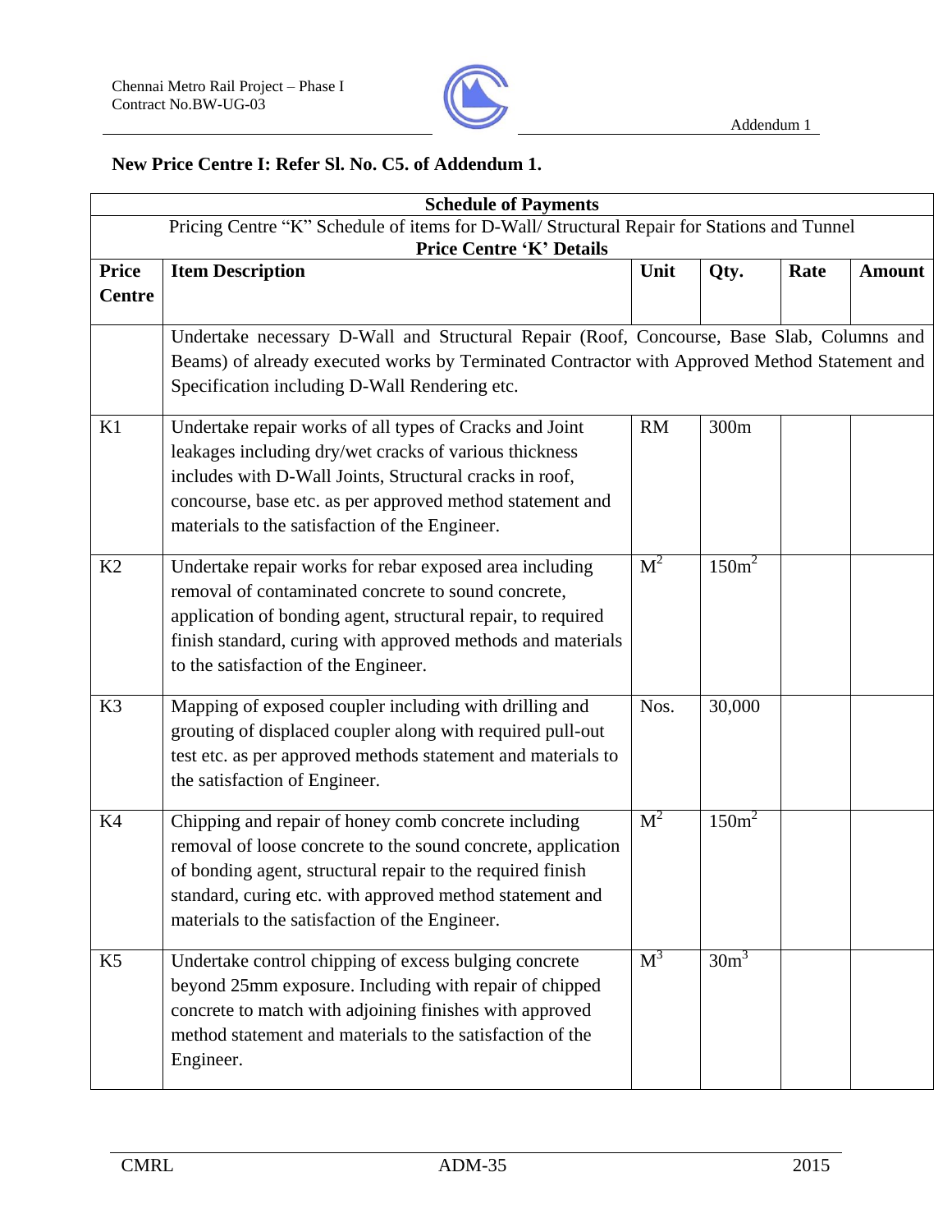**New Price Centre I: Refer Sl. No. C5. of Addendum 1.**

| Schedule of Payments | | | | | |
|---|---|---|---|---|---|
| Pricing Centre "K" Schedule of items for D-Wall/ Structural Repair for Stations and Tunnel **Price Centre 'K' Details** | | | | | |
| **Price Centre** | **Item Description** | **Unit** | **Qty.** | **Rate** | **Amount** |
| | Undertake necessary D-Wall and Structural Repair (Roof, Concourse, Base Slab, Columns and Beams) of already executed works by Terminated Contractor with Approved Method Statement and Specification including D-Wall Rendering etc. | | | | |
| K1 | Undertake repair works of all types of Cracks and Joint leakages including dry/wet cracks of various thickness includes with D-Wall Joints, Structural cracks in roof, concourse, base etc. as per approved method statement and materials to the satisfaction of the Engineer. | RM | 300m | | |
| K2 | Undertake repair works for rebar exposed area including removal of contaminated concrete to sound concrete, application of bonding agent, structural repair, to required finish standard, curing with approved methods and materials to the satisfaction of the Engineer. | $M^2$ | $150m^2$ | | |
| K3 | Mapping of exposed coupler including with drilling and grouting of displaced coupler along with required pull-out test etc. as per approved methods statement and materials to the satisfaction of Engineer. | Nos. | 30,000 | | |
| K4 | Chipping and repair of honey comb concrete including removal of loose concrete to the sound concrete, application of bonding agent, structural repair to the required finish standard, curing etc. with approved method statement and materials to the satisfaction of the Engineer. | $M^2$ | $150m^2$ | | |
| K5 | Undertake control chipping of excess bulging concrete beyond 25mm exposure. Including with repair of chipped concrete to match with adjoining finishes with approved method statement and materials to the satisfaction of the Engineer. | $M^3$ | $30m^3$ | | |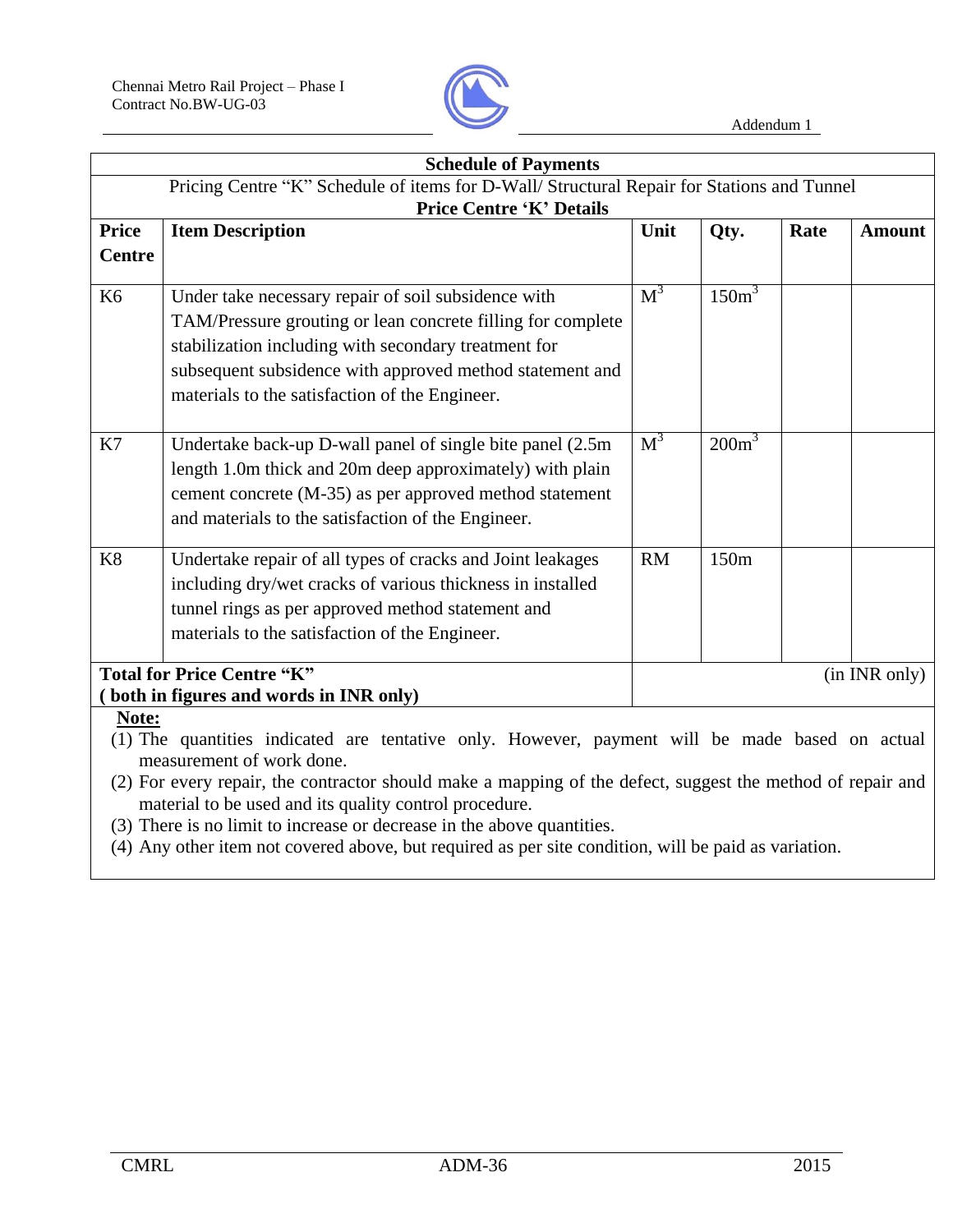**Schedule of Payments**

Pricing Centre "K" Schedule of items for D-Wall/ Structural Repair for Stations and Tunnel

**Price Centre 'K' Details**

| Price Centre | Item Description | Unit | Qty. | Rate | Amount |
|---|---|---|---|---|---|
| K6 | Under take necessary repair of soil subsidence with TAM/Pressure grouting or lean concrete filling for complete stabilization including with secondary treatment for subsequent subsidence with approved method statement and materials to the satisfaction of the Engineer. | $M^3$ | $150m^3$ | | |
| K7 | Undertake back-up D-wall panel of single bite panel (2.5m length 1.0m thick and 20m deep approximately) with plain cement concrete (M-35) as per approved method statement and materials to the satisfaction of the Engineer. | $M^3$ | $200m^3$ | | |
| K8 | Undertake repair of all types of cracks and Joint leakages including dry/wet cracks of various thickness in installed tunnel rings as per approved method statement and materials to the satisfaction of the Engineer. | RM | 150m | | |
| **Total for Price Centre "K" ( both in figures and words in INR only)** | | (in INR only) | | | |

**Note:**

(1) The quantities indicated are tentative only. However, payment will be made based on actual measurement of work done.

(2) For every repair, the contractor should make a mapping of the defect, suggest the method of repair and material to be used and its quality control procedure.

(3) There is no limit to increase or decrease in the above quantities.

(4) Any other item not covered above, but required as per site condition, will be paid as variation.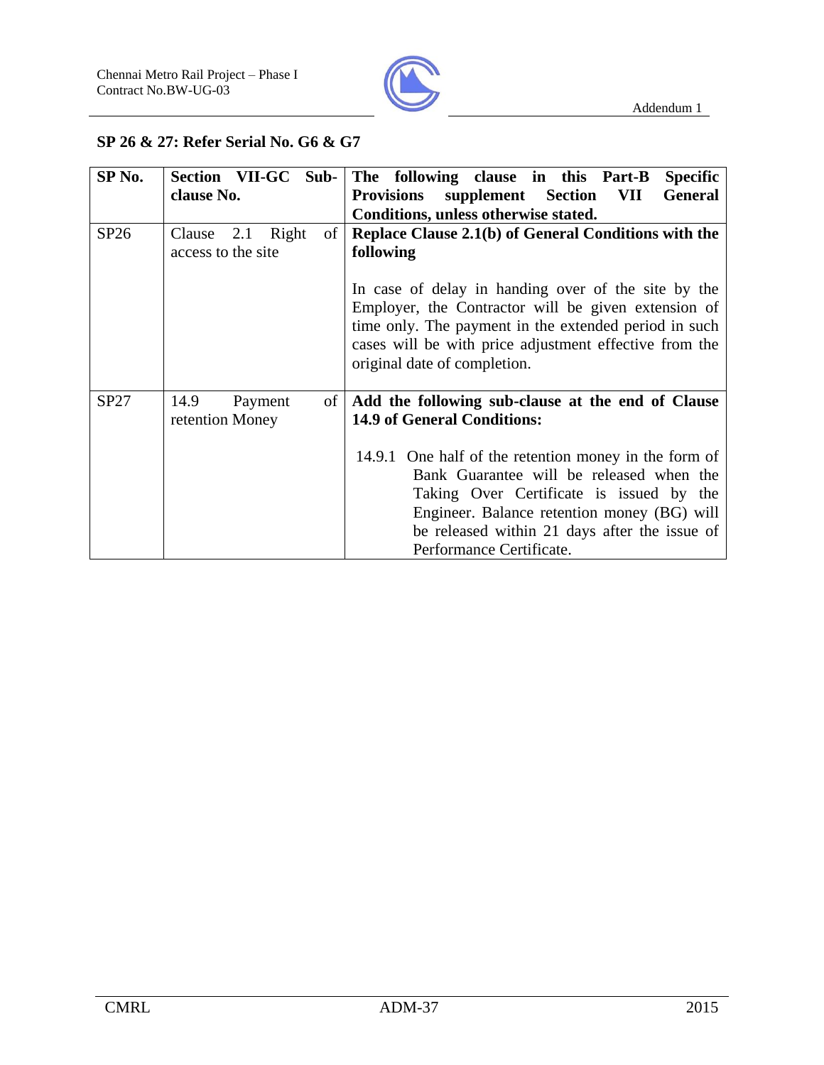**SP 26 & 27: Refer Serial No. G6 & G7**

| SP No. | Section VII-GC Sub-clause No. | The following clause in this Part-B Specific Provisions supplement Section VII General Conditions, unless otherwise stated. |
|---|---|---|
| SP26 | Clause 2.1 Right of access to the site | **Replace Clause 2.1(b) of General Conditions with the following**<br><br>In case of delay in handing over of the site by the Employer, the Contractor will be given extension of time only. The payment in the extended period in such cases will be with price adjustment effective from the original date of completion. |
| SP27 | 14.9 Payment of retention Money | **Add the following sub-clause at the end of Clause 14.9 of General Conditions:**<br><br>14.9.1 One half of the retention money in the form of Bank Guarantee will be released when the Taking Over Certificate is issued by the Engineer. Balance retention money (BG) will be released within 21 days after the issue of Performance Certificate. |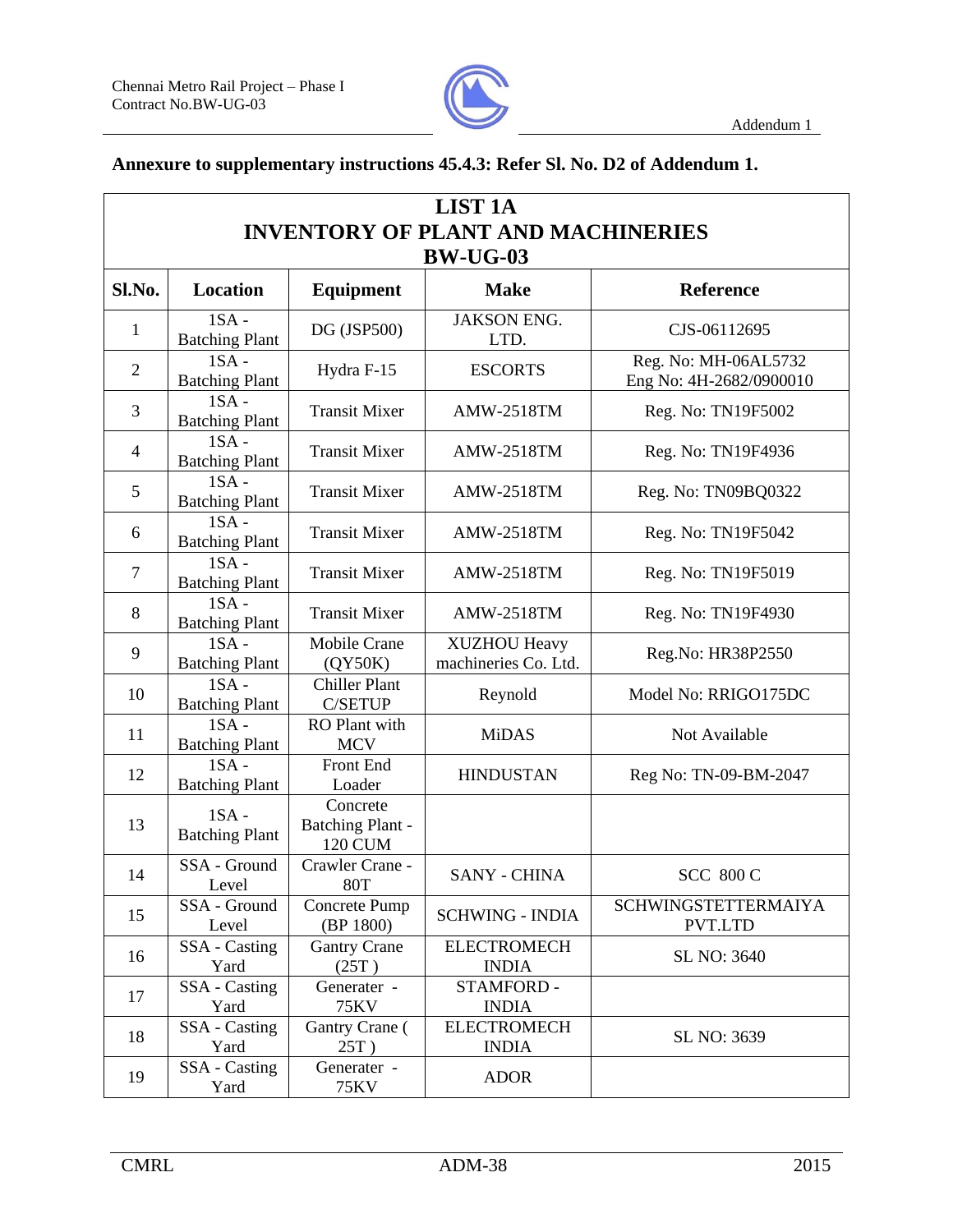**Annexure to supplementary instructions 45.4.3: Refer Sl. No. D2 of Addendum 1.**

| **LIST 1A<br>INVENTORY OF PLANT AND MACHINERIES<br>BW-UG-03** | | | | |
|---|---|---|---|---|
| **Sl.No.** | **Location** | **Equipment** | **Make** | **Reference** |
| 1 | 1SA - Batching Plant | DG (JSP500) | JAKSON ENG. LTD. | CJS-06112695 |
| 2 | 1SA - Batching Plant | Hydra F-15 | ESCORTS | Reg. No: MH-06AL5732<br>Eng No: 4H-2682/0900010 |
| 3 | 1SA - Batching Plant | Transit Mixer | AMW-2518TM | Reg. No: TN19F5002 |
| 4 | 1SA - Batching Plant | Transit Mixer | AMW-2518TM | Reg. No: TN19F4936 |
| 5 | 1SA - Batching Plant | Transit Mixer | AMW-2518TM | Reg. No: TN09BQ0322 |
| 6 | 1SA - Batching Plant | Transit Mixer | AMW-2518TM | Reg. No: TN19F5042 |
| 7 | 1SA - Batching Plant | Transit Mixer | AMW-2518TM | Reg. No: TN19F5019 |
| 8 | 1SA - Batching Plant | Transit Mixer | AMW-2518TM | Reg. No: TN19F4930 |
| 9 | 1SA - Batching Plant | Mobile Crane (QY50K) | XUZHOU Heavy machineries Co. Ltd. | Reg.No: HR38P2550 |
| 10 | 1SA - Batching Plant | Chiller Plant C/SETUP | Reynold | Model No: RRIGO175DC |
| 11 | 1SA - Batching Plant | RO Plant with MCV | MiDAS | Not Available |
| 12 | 1SA - Batching Plant | Front End Loader | HINDUSTAN | Reg No: TN-09-BM-2047 |
| 13 | 1SA - Batching Plant | Concrete Batching Plant - 120 CUM | | |
| 14 | SSA - Ground Level | Crawler Crane - 80T | SANY - CHINA | SCC 800 C |
| 15 | SSA - Ground Level | Concrete Pump (BP 1800) | SCHWING - INDIA | SCHWINGSTETTERMAIYA PVT.LTD |
| 16 | SSA - Casting Yard | Gantry Crane (25T ) | ELECTROMECH INDIA | SL NO: 3640 |
| 17 | SSA - Casting Yard | Generater - 75KV | STAMFORD - INDIA | |
| 18 | SSA - Casting Yard | Gantry Crane ( 25T ) | ELECTROMECH INDIA | SL NO: 3639 |
| 19 | SSA - Casting Yard | Generater - 75KV | ADOR | |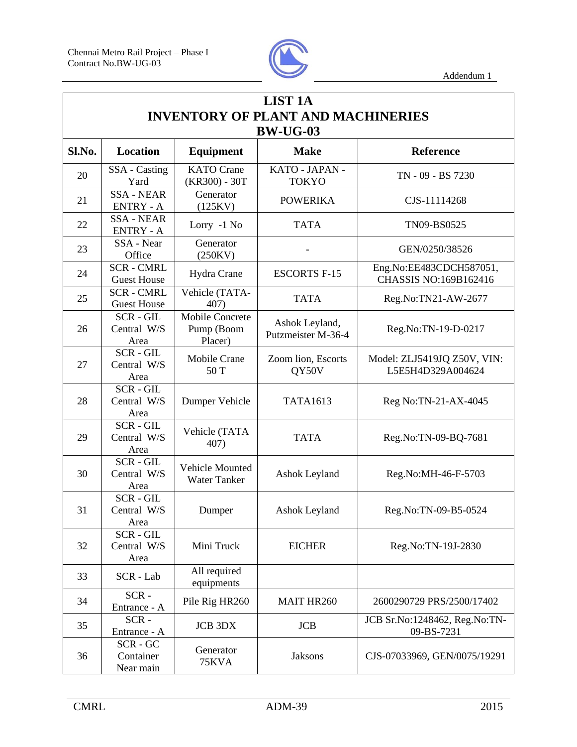## LIST 1A
## INVENTORY OF PLANT AND MACHINERIES
## BW-UG-03

| Sl.No. | Location | Equipment | Make | Reference |
|---|---|---|---|---|
| 20 | SSA - Casting Yard | KATO Crane (KR300) - 30T | KATO - JAPAN - TOKYO | TN - 09 - BS 7230 |
| 21 | SSA - NEAR ENTRY - A | Generator (125KV) | POWERIKA | CJS-11114268 |
| 22 | SSA - NEAR ENTRY - A | Lorry -1 No | TATA | TN09-BS0525 |
| 23 | SSA - Near Office | Generator (250KV) | - | GEN/0250/38526 |
| 24 | SCR - CMRL Guest House | Hydra Crane | ESCORTS F-15 | Eng.No:EE483CDCH587051, CHASSIS NO:169B162416 |
| 25 | SCR - CMRL Guest House | Vehicle (TATA-407) | TATA | Reg.No:TN21-AW-2677 |
| 26 | SCR - GIL Central W/S Area | Mobile Concrete Pump (Boom Placer) | Ashok Leyland, Putzmeister M-36-4 | Reg.No:TN-19-D-0217 |
| 27 | SCR - GIL Central W/S Area | Mobile Crane 50 T | Zoom lion, Escorts QY50V | Model: ZLJ5419JQ Z50V, VIN: L5E5H4D329A004624 |
| 28 | SCR - GIL Central W/S Area | Dumper Vehicle | TATA1613 | Reg No:TN-21-AX-4045 |
| 29 | SCR - GIL Central W/S Area | Vehicle (TATA 407) | TATA | Reg.No:TN-09-BQ-7681 |
| 30 | SCR - GIL Central W/S Area | Vehicle Mounted Water Tanker | Ashok Leyland | Reg.No:MH-46-F-5703 |
| 31 | SCR - GIL Central W/S Area | Dumper | Ashok Leyland | Reg.No:TN-09-B5-0524 |
| 32 | SCR - GIL Central W/S Area | Mini Truck | EICHER | Reg.No:TN-19J-2830 |
| 33 | SCR - Lab | All required equipments | | |
| 34 | SCR - Entrance - A | Pile Rig HR260 | MAIT HR260 | 2600290729 PRS/2500/17402 |
| 35 | SCR - Entrance - A | JCB 3DX | JCB | JCB Sr.No:1248462, Reg.No:TN-09-BS-7231 |
| 36 | SCR - GC Container Near main | Generator 75KVA | Jaksons | CJS-07033969, GEN/0075/19291 |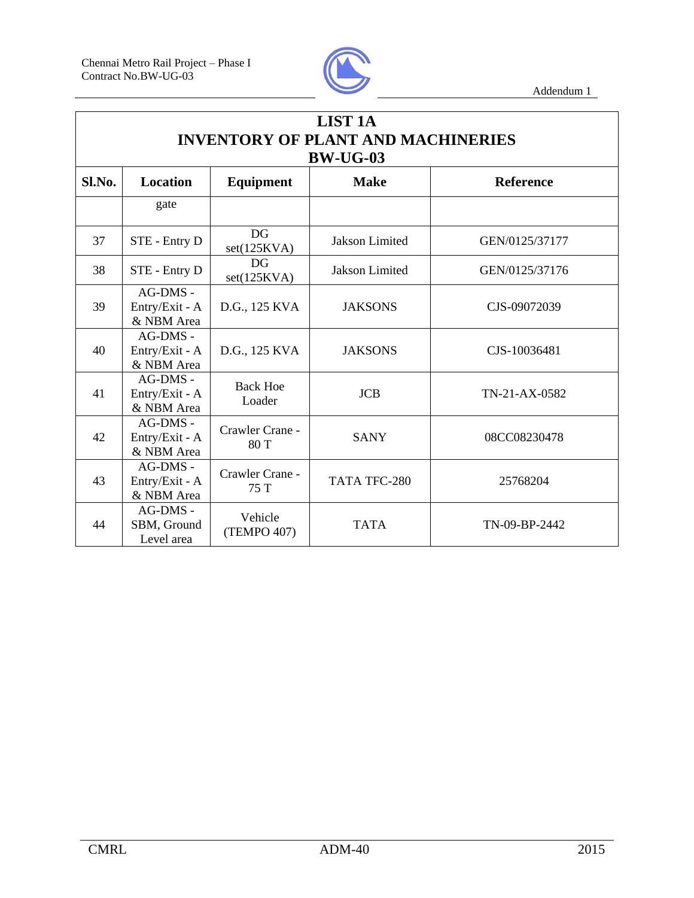## LIST 1A
## INVENTORY OF PLANT AND MACHINERIES
## BW-UG-03

| Sl.No. | Location | Equipment | Make | Reference |
|---|---|---|---|---|
| | gate | | | |
| 37 | STE - Entry D | DG set(125KVA) | Jakson Limited | GEN/0125/37177 |
| 38 | STE - Entry D | DG set(125KVA) | Jakson Limited | GEN/0125/37176 |
| 39 | AG-DMS - Entry/Exit - A & NBM Area | D.G., 125 KVA | JAKSONS | CJS-09072039 |
| 40 | AG-DMS - Entry/Exit - A & NBM Area | D.G., 125 KVA | JAKSONS | CJS-10036481 |
| 41 | AG-DMS - Entry/Exit - A & NBM Area | Back Hoe Loader | JCB | TN-21-AX-0582 |
| 42 | AG-DMS - Entry/Exit - A & NBM Area | Crawler Crane - 80 T | SANY | 08CC08230478 |
| 43 | AG-DMS - Entry/Exit - A & NBM Area | Crawler Crane - 75 T | TATA TFC-280 | 25768204 |
| 44 | AG-DMS - SBM, Ground Level area | Vehicle (TEMPO 407) | TATA | TN-09-BP-2442 |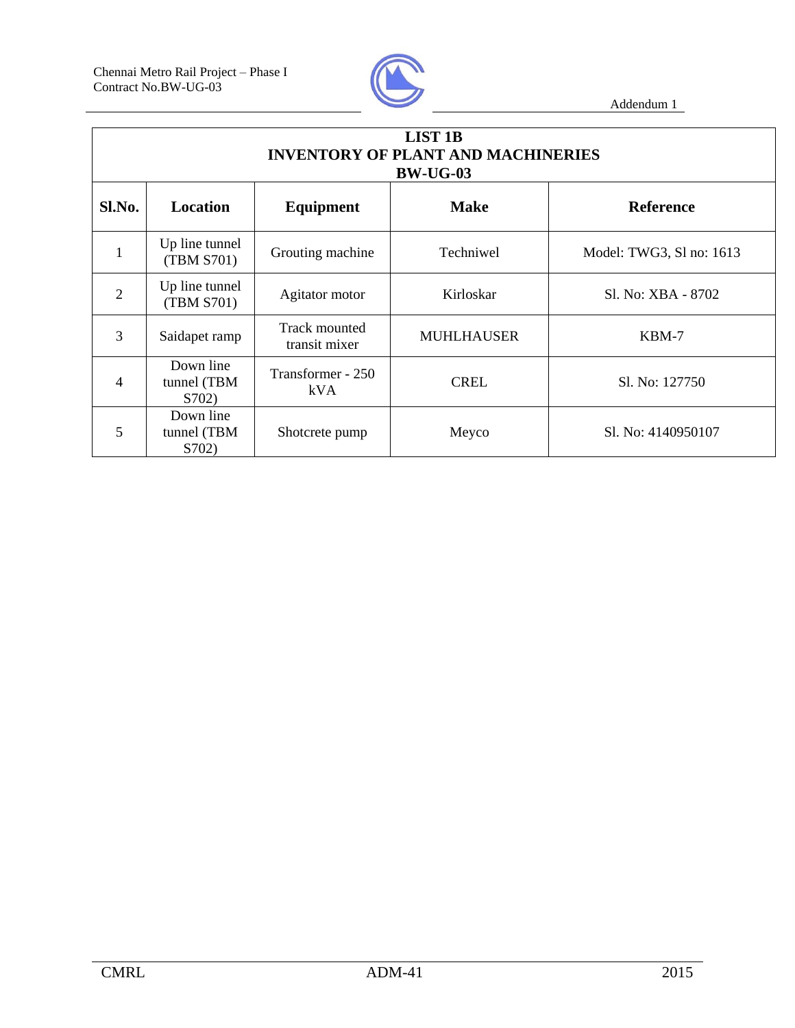## LIST 1B
## INVENTORY OF PLANT AND MACHINERIES
## BW-UG-03

| Sl.No. | Location | Equipment | Make | Reference |
|---|---|---|---|---|
| 1 | Up line tunnel (TBM S701) | Grouting machine | Techniwel | Model: TWG3, Sl no: 1613 |
| 2 | Up line tunnel (TBM S701) | Agitator motor | Kirloskar | Sl. No: XBA - 8702 |
| 3 | Saidapet ramp | Track mounted transit mixer | MUHLHAUSER | KBM-7 |
| 4 | Down line tunnel (TBM S702) | Transformer - 250 kVA | CREL | Sl. No: 127750 |
| 5 | Down line tunnel (TBM S702) | Shotcrete pump | Meyco | Sl. No: 4140950107 |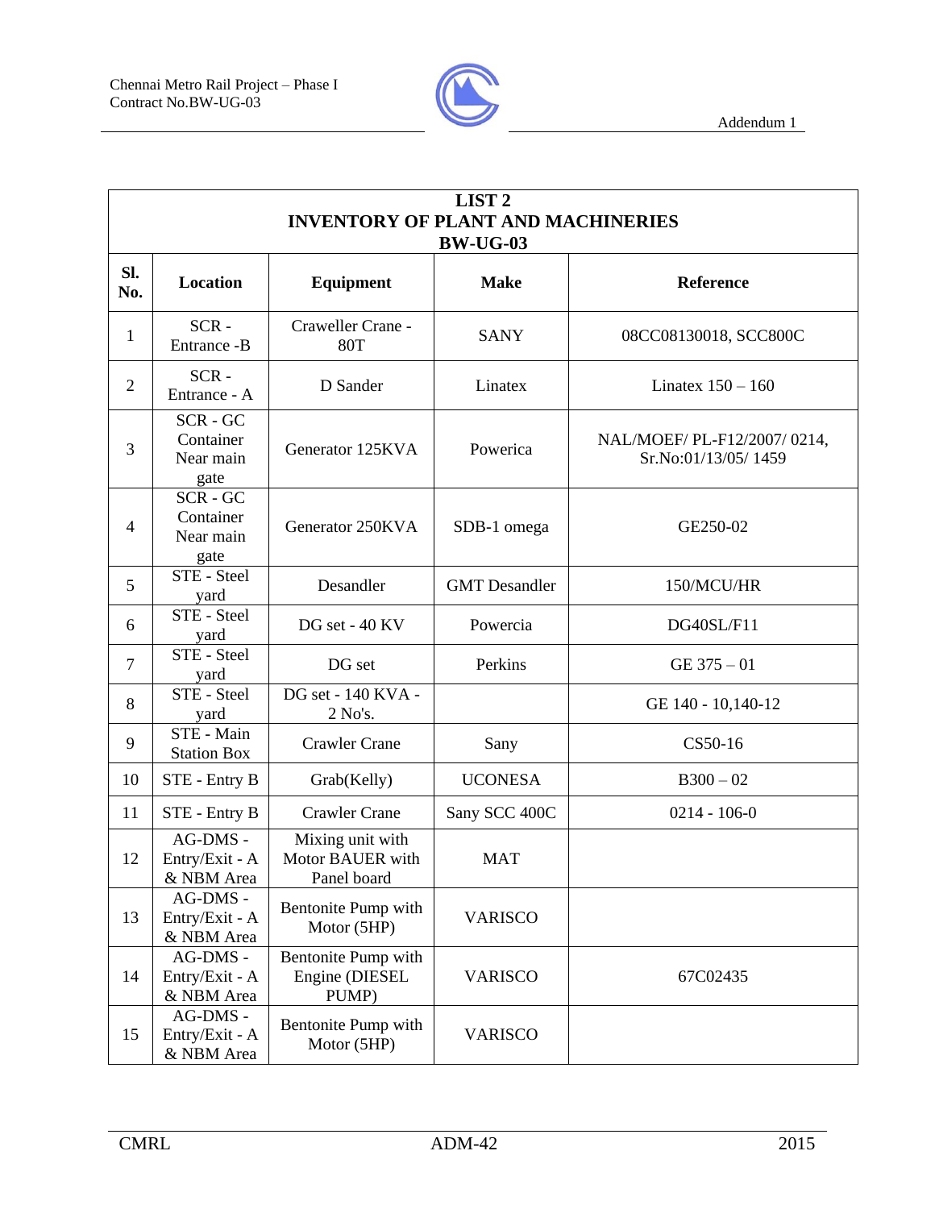| LIST 2<br>INVENTORY OF PLANT AND MACHINERIES<br>BW-UG-03 | | | | |
|---|---|---|---|---|
| **Sl. No.** | **Location** | **Equipment** | **Make** | **Reference** |
| 1 | SCR - Entrance -B | Craweller Crane - 80T | SANY | 08CC08130018, SCC800C |
| 2 | SCR - Entrance - A | D Sander | Linatex | Linatex 150 – 160 |
| 3 | SCR - GC Container Near main gate | Generator 125KVA | Powerica | NAL/MOEF/ PL-F12/2007/ 0214, Sr.No:01/13/05/ 1459 |
| 4 | SCR - GC Container Near main gate | Generator 250KVA | SDB-1 omega | GE250-02 |
| 5 | STE - Steel yard | Desandler | GMT Desandler | 150/MCU/HR |
| 6 | STE - Steel yard | DG set - 40 KV | Powercia | DG40SL/F11 |
| 7 | STE - Steel yard | DG set | Perkins | GE 375 – 01 |
| 8 | STE - Steel yard | DG set - 140 KVA - 2 No's. | | GE 140 - 10,140-12 |
| 9 | STE - Main Station Box | Crawler Crane | Sany | CS50-16 |
| 10 | STE - Entry B | Grab(Kelly) | UCONESA | B300 – 02 |
| 11 | STE - Entry B | Crawler Crane | Sany SCC 400C | 0214 - 106-0 |
| 12 | AG-DMS - Entry/Exit - A & NBM Area | Mixing unit with Motor BAUER with Panel board | MAT | |
| 13 | AG-DMS - Entry/Exit - A & NBM Area | Bentonite Pump with Motor (5HP) | VARISCO | |
| 14 | AG-DMS - Entry/Exit - A & NBM Area | Bentonite Pump with Engine (DIESEL PUMP) | VARISCO | 67C02435 |
| 15 | AG-DMS - Entry/Exit - A & NBM Area | Bentonite Pump with Motor (5HP) | VARISCO | |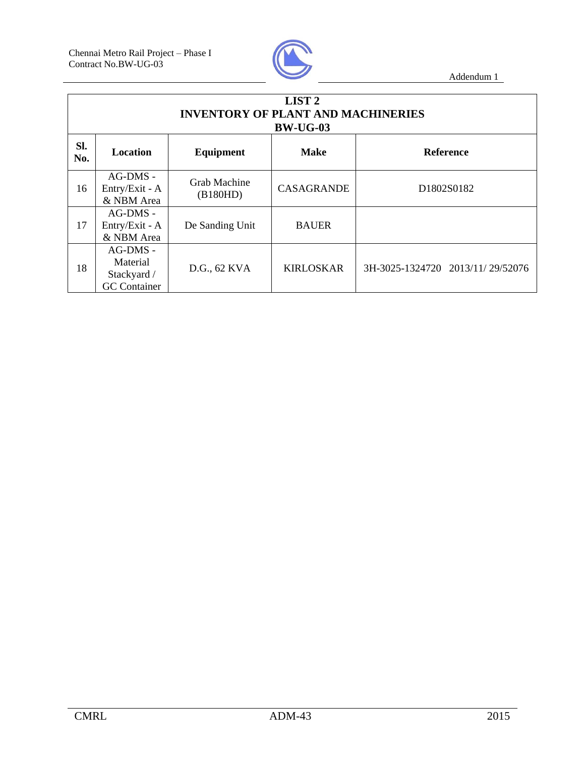| LIST 2<br>INVENTORY OF PLANT AND MACHINERIES<br>BW-UG-03 | | | | |
|---|---|---|---|---|
| **Sl. No.** | **Location** | **Equipment** | **Make** | **Reference** |
| 16 | AG-DMS - Entry/Exit - A & NBM Area | Grab Machine (B180HD) | CASAGRANDE | D1802S0182 |
| 17 | AG-DMS - Entry/Exit - A & NBM Area | De Sanding Unit | BAUER | |
| 18 | AG-DMS - Material Stackyard / GC Container | D.G., 62 KVA | KIRLOSKAR | 3H-3025-1324720 2013/11/ 29/52076 |